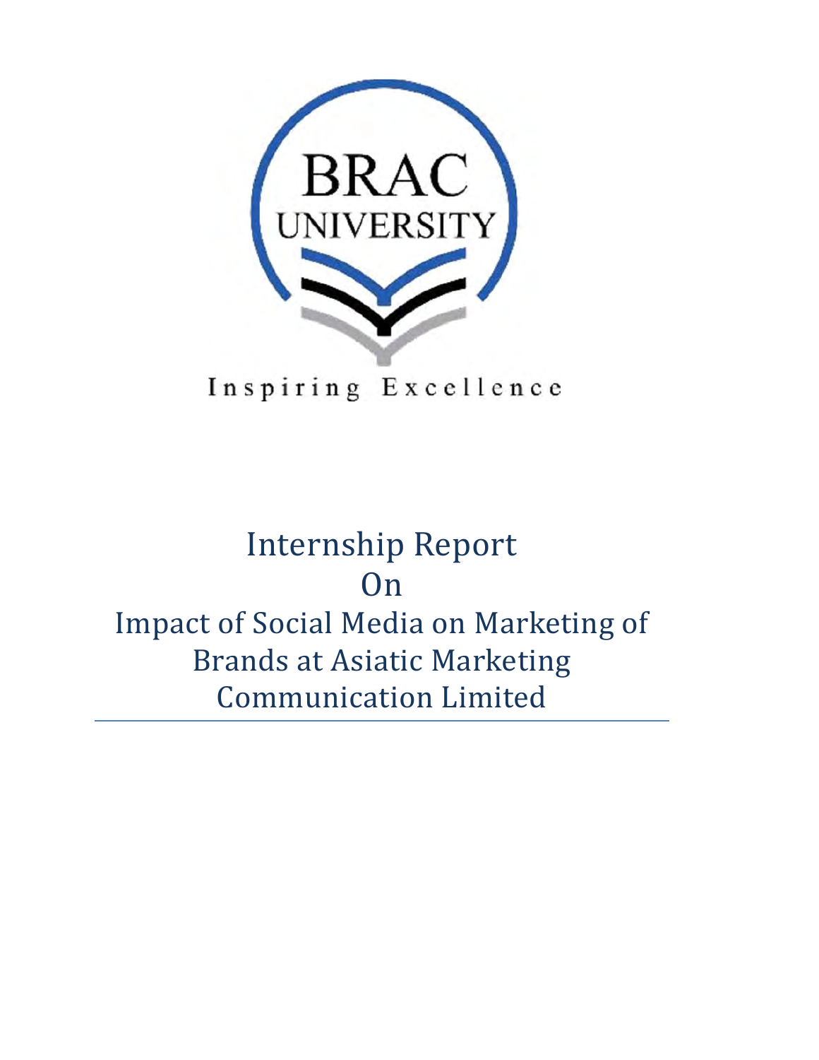BRAC UNIVERSITY

Inspiring Excellence

# Internship Report On Impact of Social Media on Marketing of Brands at Asiatic Marketing Communication Limited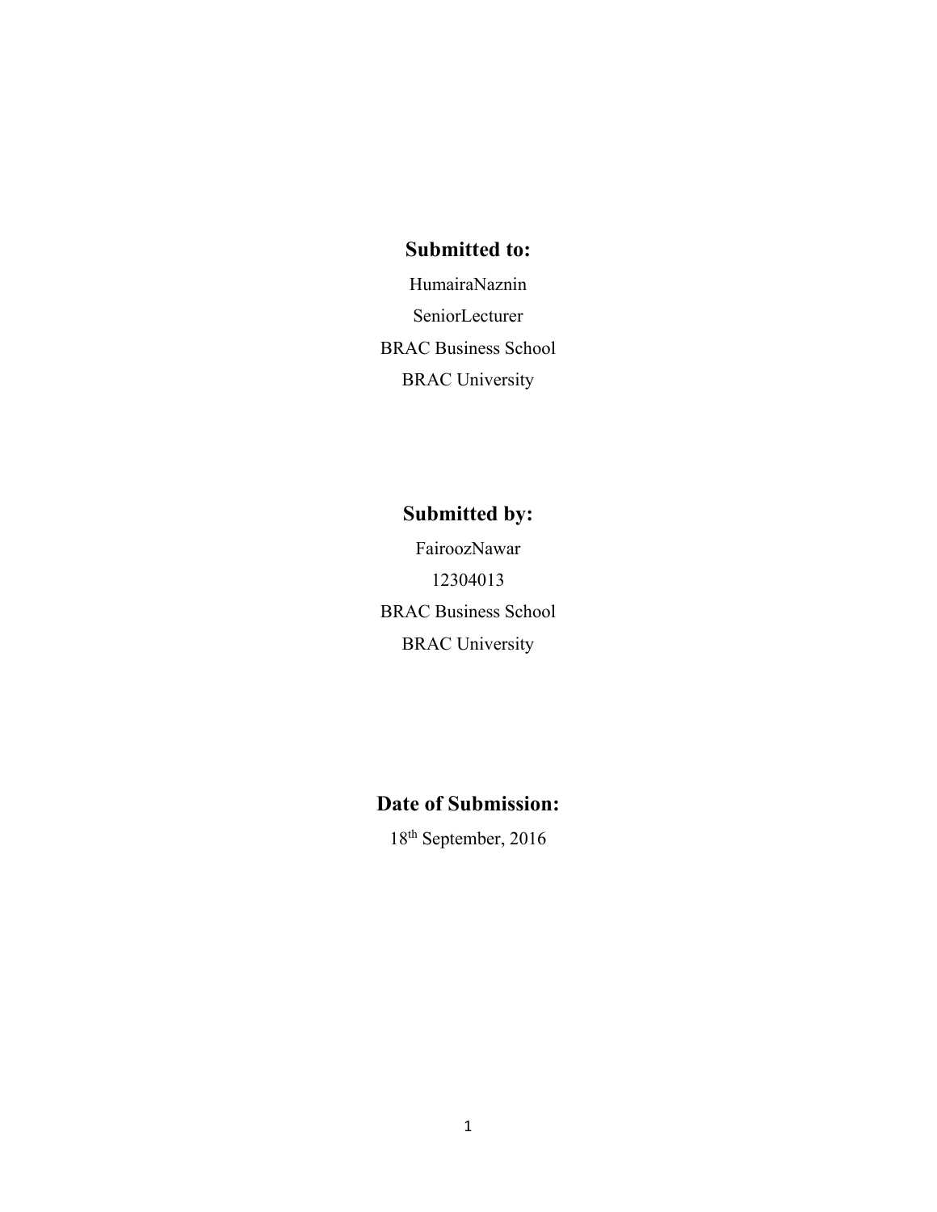## Submitted to:

HumairaNaznin

SeniorLecturer

BRAC Business School

BRAC University

## Submitted by:

FairoozNawar

12304013

BRAC Business School

BRAC University

## Date of Submission:

18th September, 2016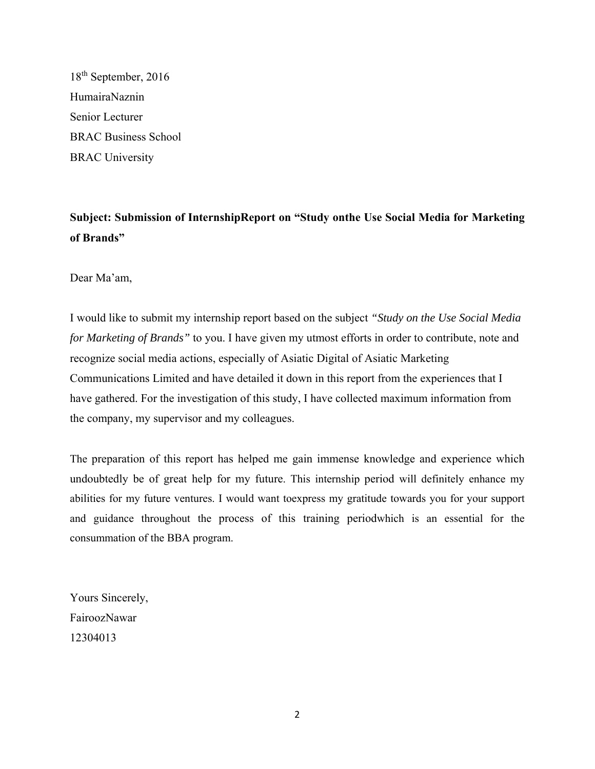18th September, 2016
HumairaNaznin
Senior Lecturer
BRAC Business School
BRAC University

**Subject: Submission of InternshipReport on "Study onthe Use Social Media for Marketing of Brands"**

Dear Ma'am,

I would like to submit my internship report based on the subject *"Study on the Use Social Media for Marketing of Brands"* to you. I have given my utmost efforts in order to contribute, note and recognize social media actions, especially of Asiatic Digital of Asiatic Marketing Communications Limited and have detailed it down in this report from the experiences that I have gathered. For the investigation of this study, I have collected maximum information from the company, my supervisor and my colleagues.

The preparation of this report has helped me gain immense knowledge and experience which undoubtedly be of great help for my future. This internship period will definitely enhance my abilities for my future ventures. I would want toexpress my gratitude towards you for your support and guidance throughout the process of this training periodwhich is an essential for the consummation of the BBA program.

Yours Sincerely,
FairoozNawar
12304013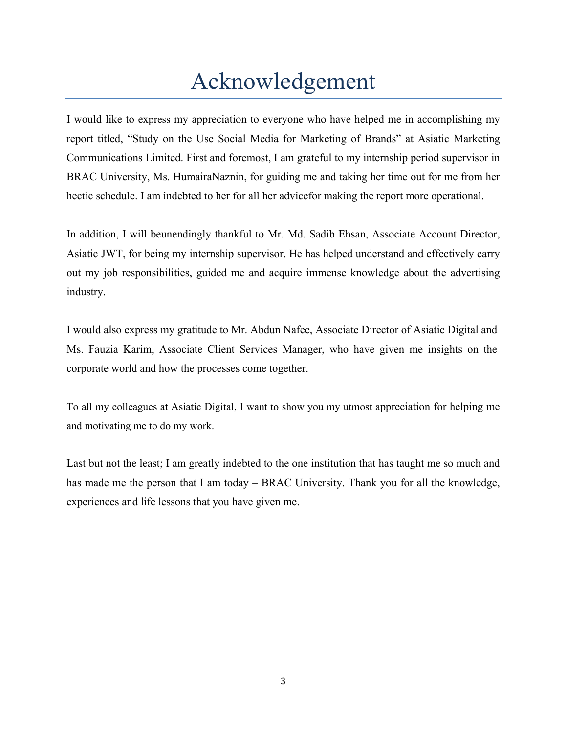# Acknowledgement

I would like to express my appreciation to everyone who have helped me in accomplishing my report titled, "Study on the Use Social Media for Marketing of Brands" at Asiatic Marketing Communications Limited. First and foremost, I am grateful to my internship period supervisor in BRAC University, Ms. HumairaNaznin, for guiding me and taking her time out for me from her hectic schedule. I am indebted to her for all her advicefor making the report more operational.

In addition, I will beunendingly thankful to Mr. Md. Sadib Ehsan, Associate Account Director, Asiatic JWT, for being my internship supervisor. He has helped understand and effectively carry out my job responsibilities, guided me and acquire immense knowledge about the advertising industry.

I would also express my gratitude to Mr. Abdun Nafee, Associate Director of Asiatic Digital and Ms. Fauzia Karim, Associate Client Services Manager, who have given me insights on the corporate world and how the processes come together.

To all my colleagues at Asiatic Digital, I want to show you my utmost appreciation for helping me and motivating me to do my work.

Last but not the least; I am greatly indebted to the one institution that has taught me so much and has made me the person that I am today – BRAC University. Thank you for all the knowledge, experiences and life lessons that you have given me.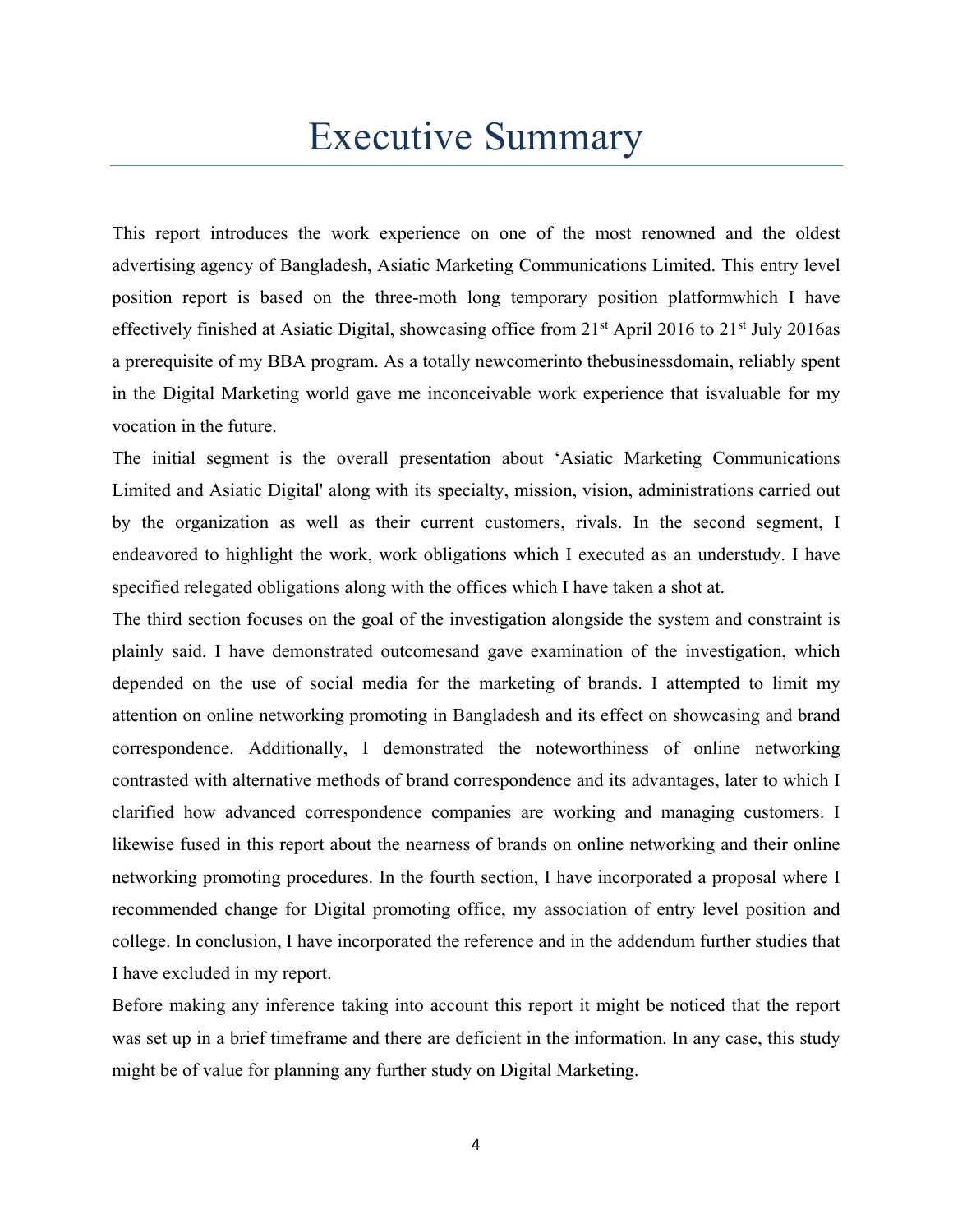# Executive Summary

This report introduces the work experience on one of the most renowned and the oldest advertising agency of Bangladesh, Asiatic Marketing Communications Limited. This entry level position report is based on the three-moth long temporary position platformwhich I have effectively finished at Asiatic Digital, showcasing office from 21st April 2016 to 21st July 2016as a prerequisite of my BBA program. As a totally newcomerinto thebusinessdomain, reliably spent in the Digital Marketing world gave me inconceivable work experience that isvaluable for my vocation in the future.

The initial segment is the overall presentation about 'Asiatic Marketing Communications Limited and Asiatic Digital' along with its specialty, mission, vision, administrations carried out by the organization as well as their current customers, rivals. In the second segment, I endeavored to highlight the work, work obligations which I executed as an understudy. I have specified relegated obligations along with the offices which I have taken a shot at.

The third section focuses on the goal of the investigation alongside the system and constraint is plainly said. I have demonstrated outcomesand gave examination of the investigation, which depended on the use of social media for the marketing of brands. I attempted to limit my attention on online networking promoting in Bangladesh and its effect on showcasing and brand correspondence. Additionally, I demonstrated the noteworthiness of online networking contrasted with alternative methods of brand correspondence and its advantages, later to which I clarified how advanced correspondence companies are working and managing customers. I likewise fused in this report about the nearness of brands on online networking and their online networking promoting procedures. In the fourth section, I have incorporated a proposal where I recommended change for Digital promoting office, my association of entry level position and college. In conclusion, I have incorporated the reference and in the addendum further studies that I have excluded in my report.

Before making any inference taking into account this report it might be noticed that the report was set up in a brief timeframe and there are deficient in the information. In any case, this study might be of value for planning any further study on Digital Marketing.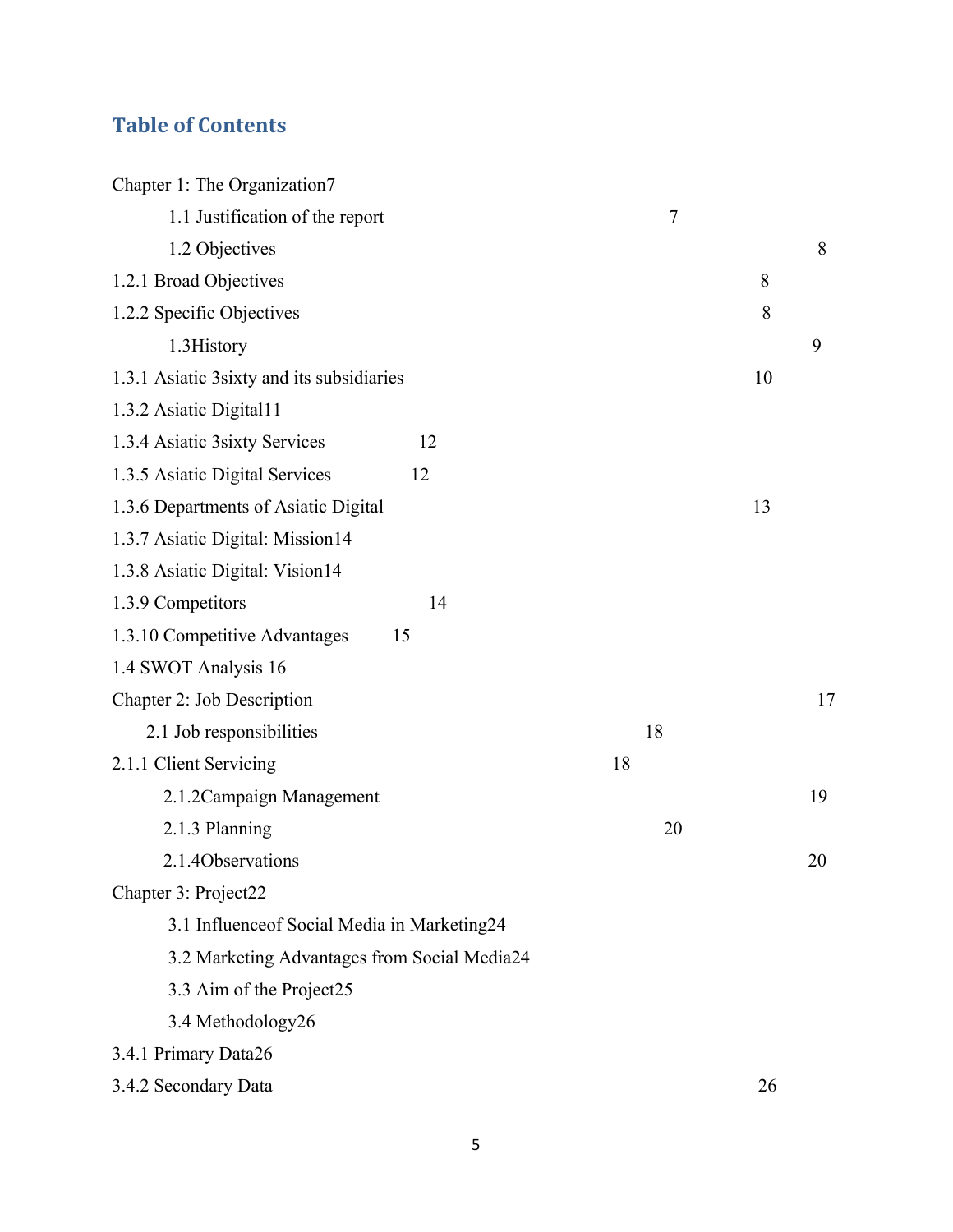## Table of Contents

Chapter 1: The Organization7

1.1 Justification of the report 7

1.2 Objectives 8

1.2.1 Broad Objectives 8

1.2.2 Specific Objectives 8

1.3History 9

1.3.1 Asiatic 3sixty and its subsidiaries 10

1.3.2 Asiatic Digital11

1.3.4 Asiatic 3sixty Services 12

1.3.5 Asiatic Digital Services 12

1.3.6 Departments of Asiatic Digital 13

1.3.7 Asiatic Digital: Mission14

1.3.8 Asiatic Digital: Vision14

1.3.9 Competitors 14

1.3.10 Competitive Advantages 15

1.4 SWOT Analysis 16

Chapter 2: Job Description 17

2.1 Job responsibilities 18

2.1.1 Client Servicing 18

2.1.2Campaign Management 19

2.1.3 Planning 20

2.1.4Observations 20

Chapter 3: Project22

3.1 Influenceof Social Media in Marketing24

3.2 Marketing Advantages from Social Media24

3.3 Aim of the Project25

3.4 Methodology26

3.4.1 Primary Data26

3.4.2 Secondary Data 26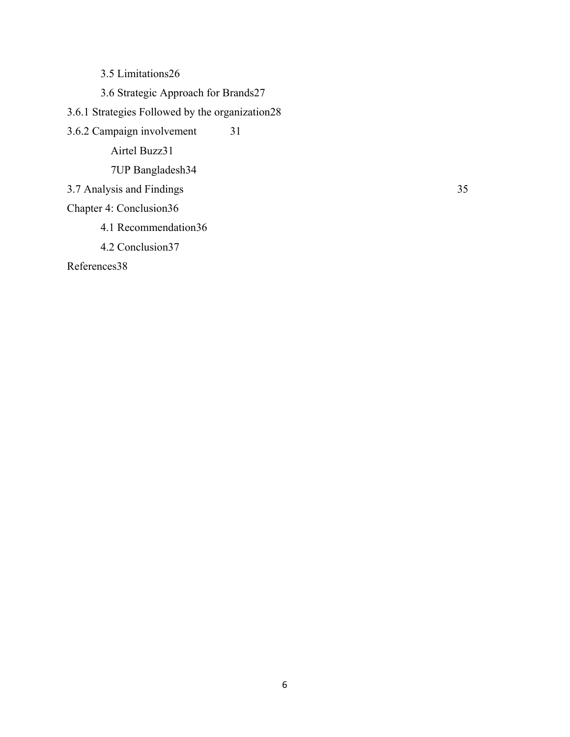3.5 Limitations26

3.6 Strategic Approach for Brands27

3.6.1 Strategies Followed by the organization28

3.6.2 Campaign involvement 31

Airtel Buzz31

7UP Bangladesh34

3.7 Analysis and Findings 35

Chapter 4: Conclusion36

4.1 Recommendation36

4.2 Conclusion37

References38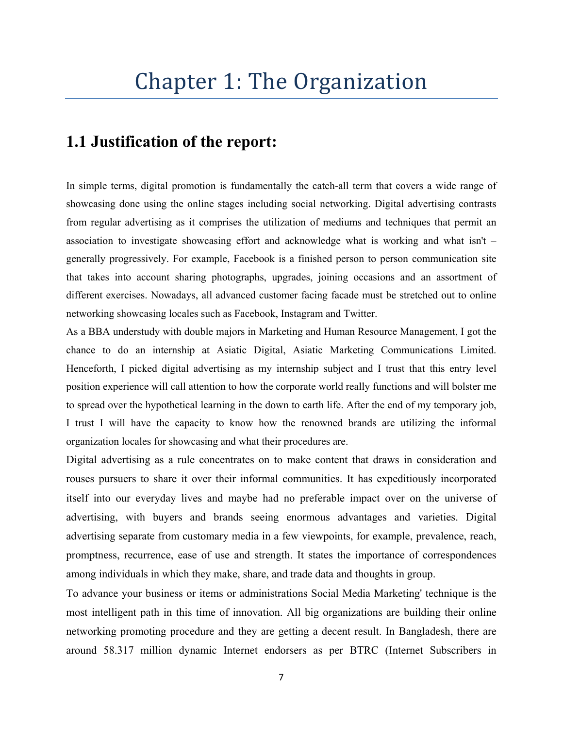# Chapter 1: The Organization

## 1.1 Justification of the report:

In simple terms, digital promotion is fundamentally the catch-all term that covers a wide range of showcasing done using the online stages including social networking. Digital advertising contrasts from regular advertising as it comprises the utilization of mediums and techniques that permit an association to investigate showcasing effort and acknowledge what is working and what isn't – generally progressively. For example, Facebook is a finished person to person communication site that takes into account sharing photographs, upgrades, joining occasions and an assortment of different exercises. Nowadays, all advanced customer facing facade must be stretched out to online networking showcasing locales such as Facebook, Instagram and Twitter.

As a BBA understudy with double majors in Marketing and Human Resource Management, I got the chance to do an internship at Asiatic Digital, Asiatic Marketing Communications Limited. Henceforth, I picked digital advertising as my internship subject and I trust that this entry level position experience will call attention to how the corporate world really functions and will bolster me to spread over the hypothetical learning in the down to earth life. After the end of my temporary job, I trust I will have the capacity to know how the renowned brands are utilizing the informal organization locales for showcasing and what their procedures are.

Digital advertising as a rule concentrates on to make content that draws in consideration and rouses pursuers to share it over their informal communities. It has expeditiously incorporated itself into our everyday lives and maybe had no preferable impact over on the universe of advertising, with buyers and brands seeing enormous advantages and varieties. Digital advertising separate from customary media in a few viewpoints, for example, prevalence, reach, promptness, recurrence, ease of use and strength. It states the importance of correspondences among individuals in which they make, share, and trade data and thoughts in group.

To advance your business or items or administrations Social Media Marketing' technique is the most intelligent path in this time of innovation. All big organizations are building their online networking promoting procedure and they are getting a decent result. In Bangladesh, there are around 58.317 million dynamic Internet endorsers as per BTRC (Internet Subscribers in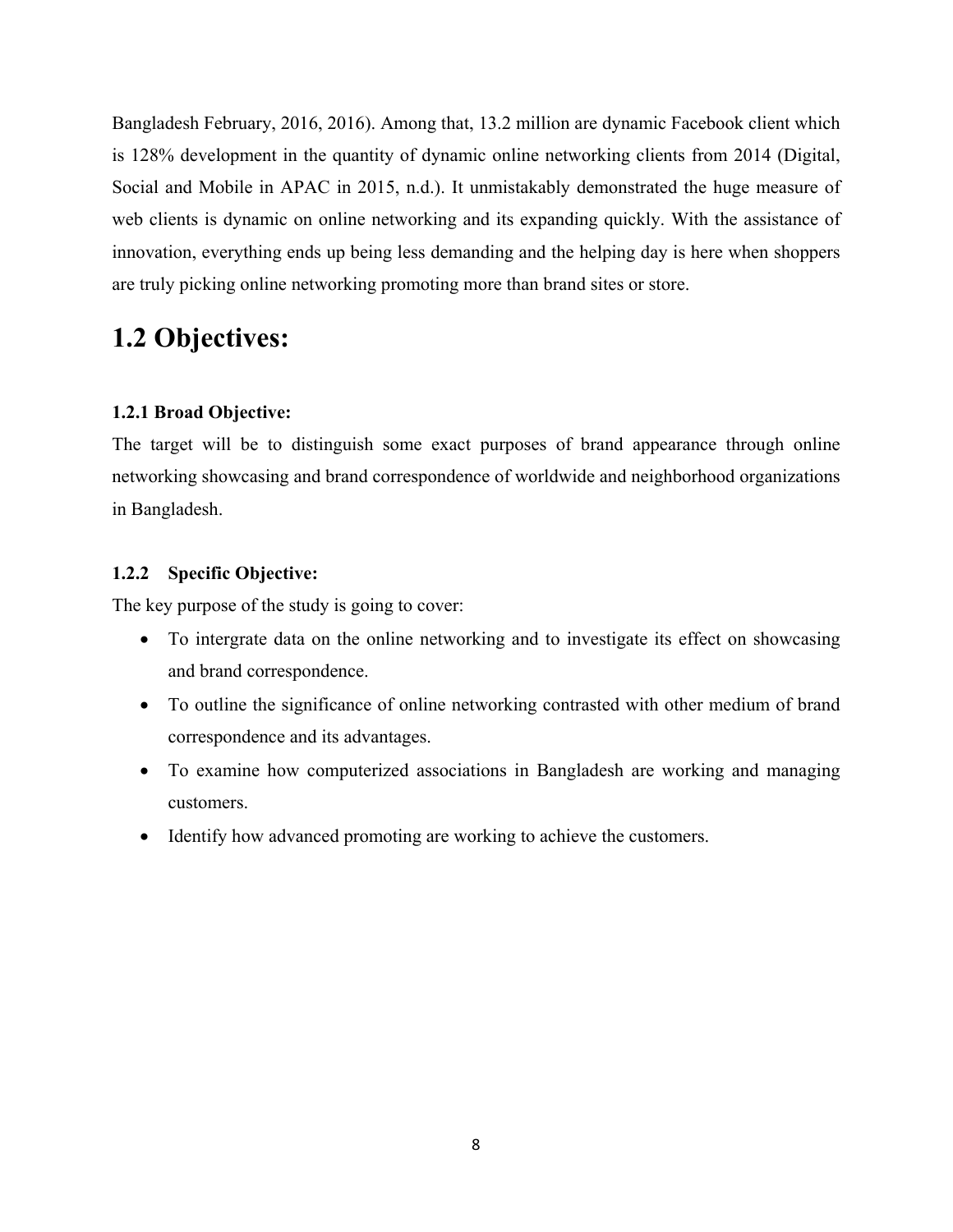Bangladesh February, 2016, 2016). Among that, 13.2 million are dynamic Facebook client which is 128% development in the quantity of dynamic online networking clients from 2014 (Digital, Social and Mobile in APAC in 2015, n.d.). It unmistakably demonstrated the huge measure of web clients is dynamic on online networking and its expanding quickly. With the assistance of innovation, everything ends up being less demanding and the helping day is here when shoppers are truly picking online networking promoting more than brand sites or store.

## 1.2 Objectives:

### 1.2.1 Broad Objective:

The target will be to distinguish some exact purposes of brand appearance through online networking showcasing and brand correspondence of worldwide and neighborhood organizations in Bangladesh.

### 1.2.2 Specific Objective:

The key purpose of the study is going to cover:

- To intergrate data on the online networking and to investigate its effect on showcasing and brand correspondence.
- To outline the significance of online networking contrasted with other medium of brand correspondence and its advantages.
- To examine how computerized associations in Bangladesh are working and managing customers.
- Identify how advanced promoting are working to achieve the customers.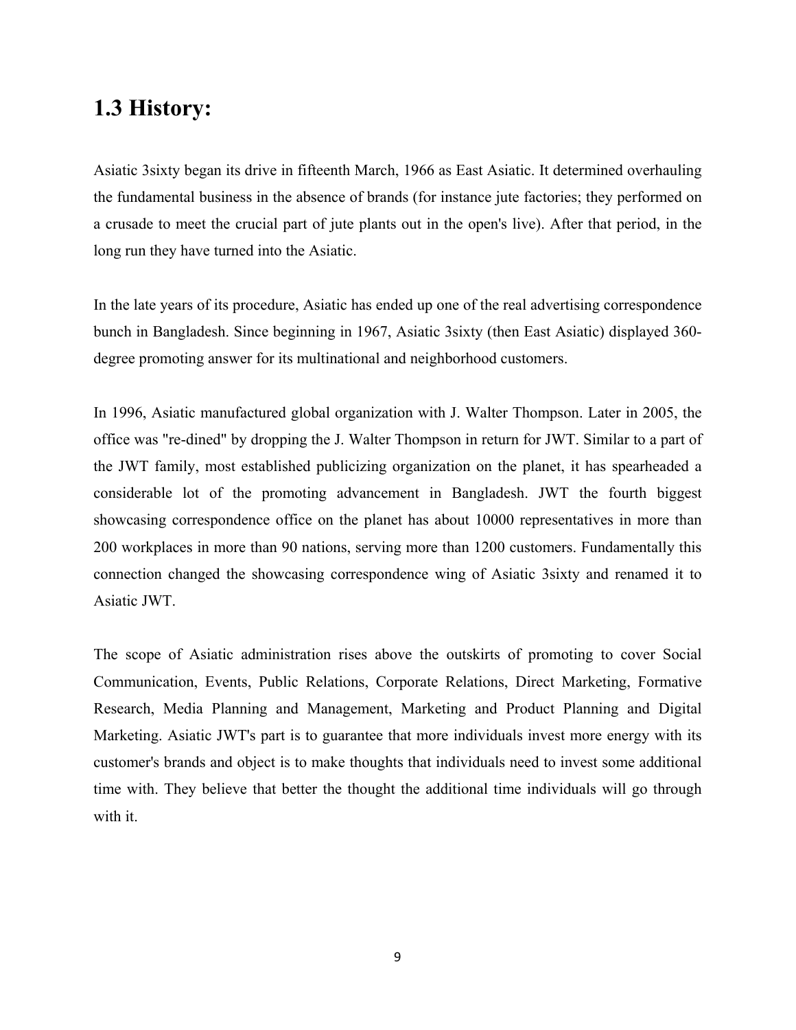## 1.3 History:

Asiatic 3sixty began its drive in fifteenth March, 1966 as East Asiatic. It determined overhauling the fundamental business in the absence of brands (for instance jute factories; they performed on a crusade to meet the crucial part of jute plants out in the open's live). After that period, in the long run they have turned into the Asiatic.

In the late years of its procedure, Asiatic has ended up one of the real advertising correspondence bunch in Bangladesh. Since beginning in 1967, Asiatic 3sixty (then East Asiatic) displayed 360-degree promoting answer for its multinational and neighborhood customers.

In 1996, Asiatic manufactured global organization with J. Walter Thompson. Later in 2005, the office was "re-dined" by dropping the J. Walter Thompson in return for JWT. Similar to a part of the JWT family, most established publicizing organization on the planet, it has spearheaded a considerable lot of the promoting advancement in Bangladesh. JWT the fourth biggest showcasing correspondence office on the planet has about 10000 representatives in more than 200 workplaces in more than 90 nations, serving more than 1200 customers. Fundamentally this connection changed the showcasing correspondence wing of Asiatic 3sixty and renamed it to Asiatic JWT.

The scope of Asiatic administration rises above the outskirts of promoting to cover Social Communication, Events, Public Relations, Corporate Relations, Direct Marketing, Formative Research, Media Planning and Management, Marketing and Product Planning and Digital Marketing. Asiatic JWT's part is to guarantee that more individuals invest more energy with its customer's brands and object is to make thoughts that individuals need to invest some additional time with. They believe that better the thought the additional time individuals will go through with it.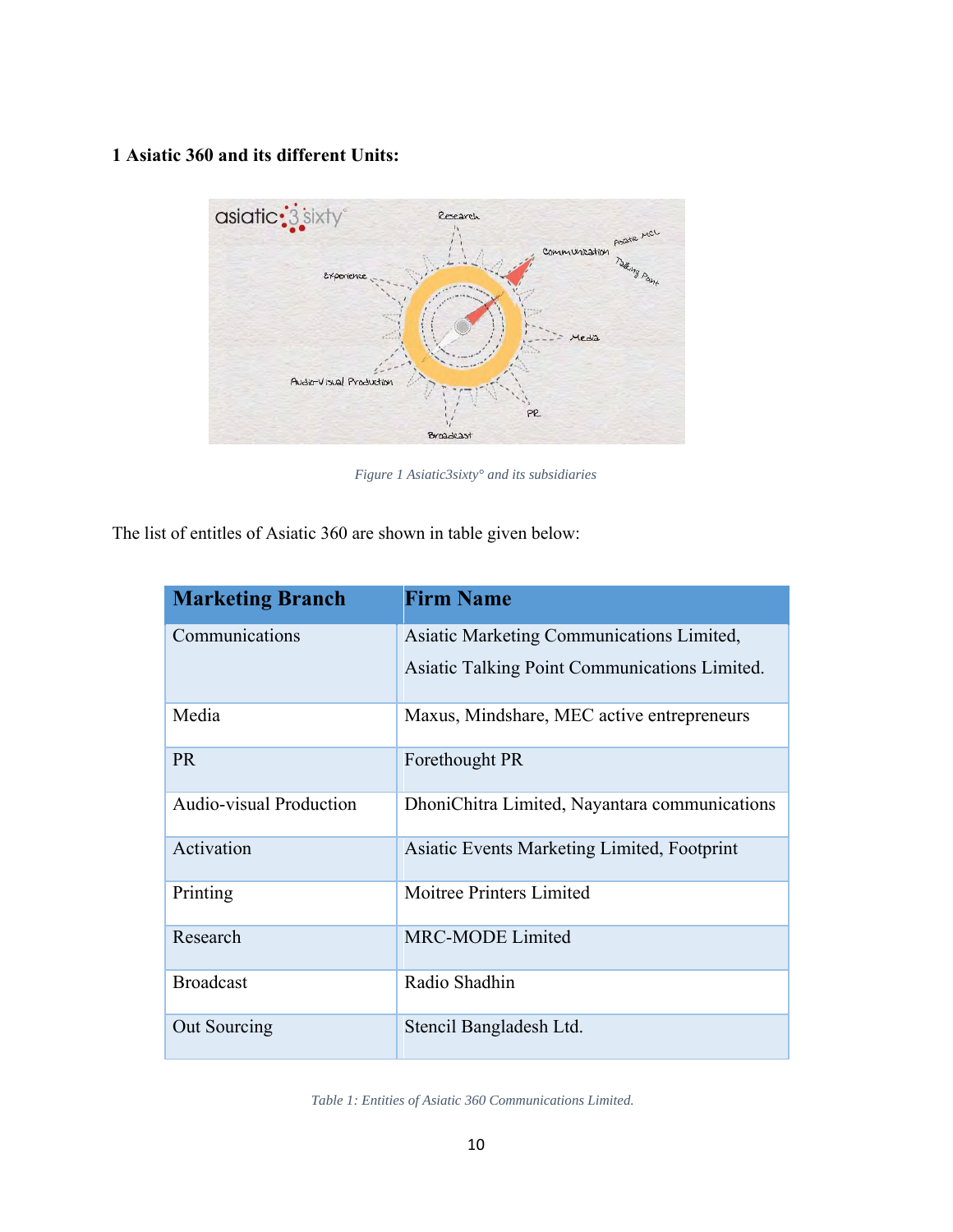## 1 Asiatic 360 and its different Units:

*Figure 1 Asiatic3sixty° and its subsidiaries*

The list of entitles of Asiatic 360 are shown in table given below:

| Marketing Branch | Firm Name |
|---|---|
| Communications | Asiatic Marketing Communications Limited, Asiatic Talking Point Communications Limited. |
| Media | Maxus, Mindshare, MEC active entrepreneurs |
| PR | Forethought PR |
| Audio-visual Production | DhoniChitra Limited, Nayantara communications |
| Activation | Asiatic Events Marketing Limited, Footprint |
| Printing | Moitree Printers Limited |
| Research | MRC-MODE Limited |
| Broadcast | Radio Shadhin |
| Out Sourcing | Stencil Bangladesh Ltd. |

*Table 1: Entities of Asiatic 360 Communications Limited.*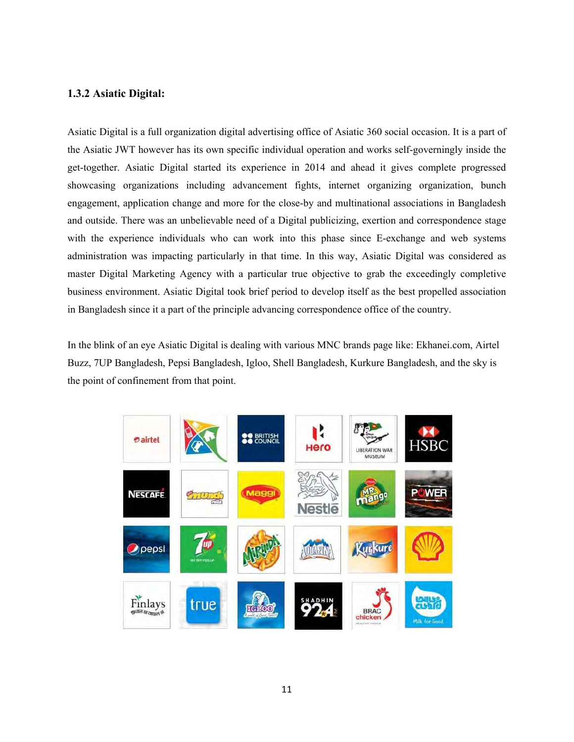### 1.3.2 Asiatic Digital:

Asiatic Digital is a full organization digital advertising office of Asiatic 360 social occasion. It is a part of the Asiatic JWT however has its own specific individual operation and works self-governingly inside the get-together. Asiatic Digital started its experience in 2014 and ahead it gives complete progressed showcasing organizations including advancement fights, internet organizing organization, bunch engagement, application change and more for the close-by and multinational associations in Bangladesh and outside. There was an unbelievable need of a Digital publicizing, exertion and correspondence stage with the experience individuals who can work into this phase since E-exchange and web systems administration was impacting particularly in that time. In this way, Asiatic Digital was considered as master Digital Marketing Agency with a particular true objective to grab the exceedingly completive business environment. Asiatic Digital took brief period to develop itself as the best propelled association in Bangladesh since it a part of the principle advancing correspondence office of the country.

In the blink of an eye Asiatic Digital is dealing with various MNC brands page like: Ekhanei.com, Airtel Buzz, 7UP Bangladesh, Pepsi Bangladesh, Igloo, Shell Bangladesh, Kurkure Bangladesh, and the sky is the point of confinement from that point.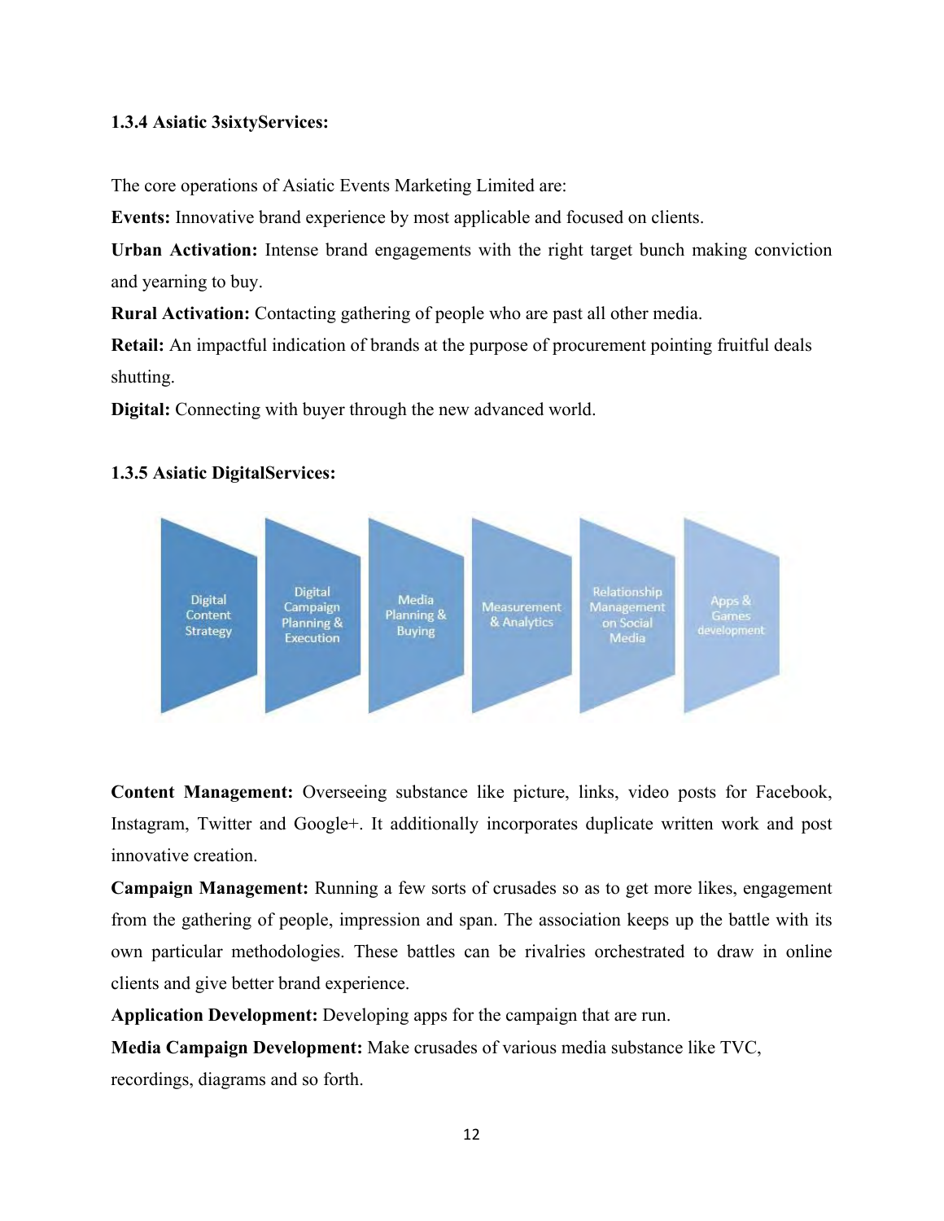### 1.3.4 Asiatic 3sixtyServices:

The core operations of Asiatic Events Marketing Limited are:

**Events:** Innovative brand experience by most applicable and focused on clients.

**Urban Activation:** Intense brand engagements with the right target bunch making conviction and yearning to buy.

**Rural Activation:** Contacting gathering of people who are past all other media.

**Retail:** An impactful indication of brands at the purpose of procurement pointing fruitful deals shutting.

**Digital:** Connecting with buyer through the new advanced world.

### 1.3.5 Asiatic DigitalServices:

Digital Content Strategy | Digital Campaign Planning & Execution | Media Planning & Buying | Measurement & Analytics | Relationship Management on Social Media | Apps & Games development

**Content Management:** Overseeing substance like picture, links, video posts for Facebook, Instagram, Twitter and Google+. It additionally incorporates duplicate written work and post innovative creation.

**Campaign Management:** Running a few sorts of crusades so as to get more likes, engagement from the gathering of people, impression and span. The association keeps up the battle with its own particular methodologies. These battles can be rivalries orchestrated to draw in online clients and give better brand experience.

**Application Development:** Developing apps for the campaign that are run.

**Media Campaign Development:** Make crusades of various media substance like TVC, recordings, diagrams and so forth.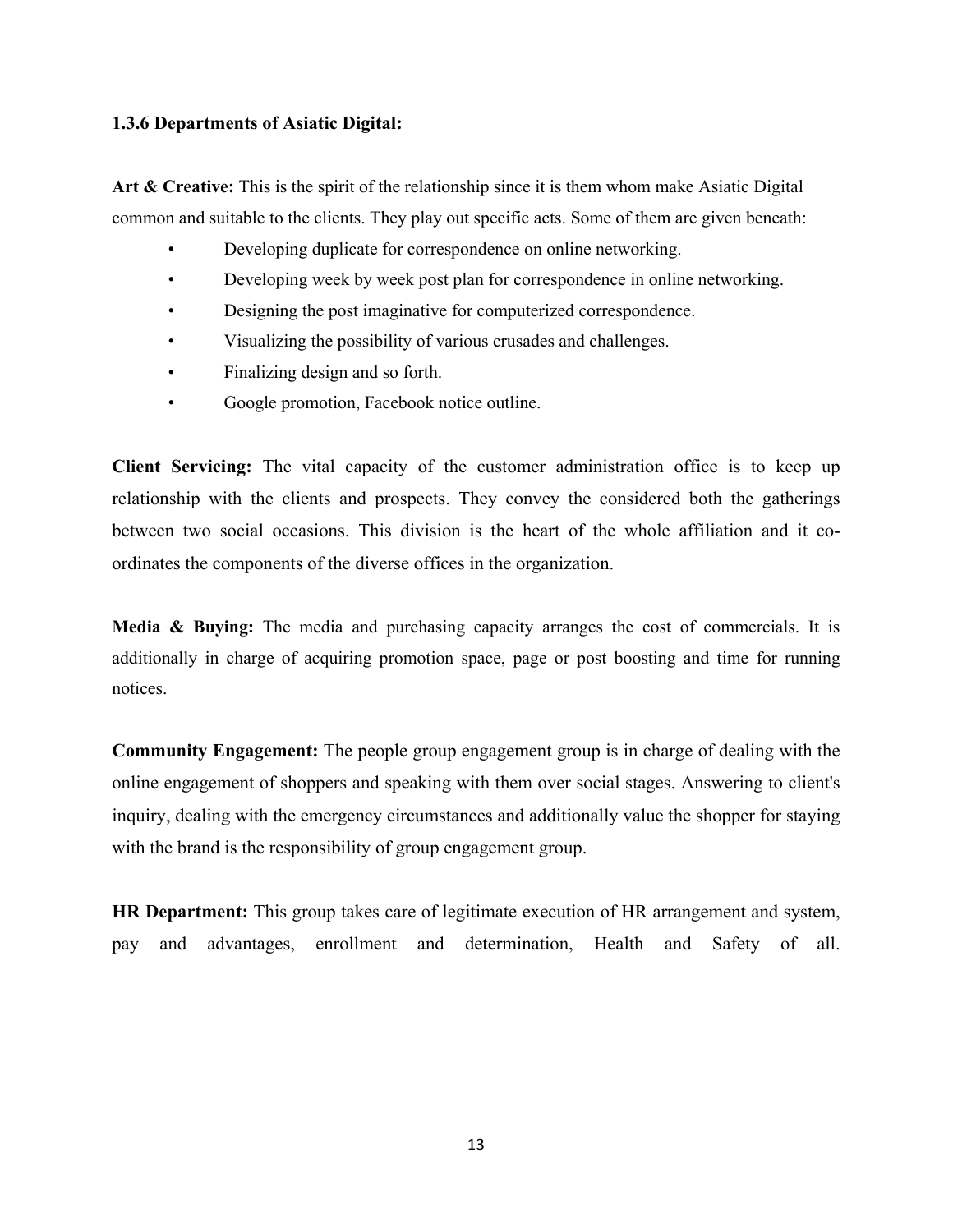### 1.3.6 Departments of Asiatic Digital:

**Art & Creative:** This is the spirit of the relationship since it is them whom make Asiatic Digital common and suitable to the clients. They play out specific acts. Some of them are given beneath:

- Developing duplicate for correspondence on online networking.
- Developing week by week post plan for correspondence in online networking.
- Designing the post imaginative for computerized correspondence.
- Visualizing the possibility of various crusades and challenges.
- Finalizing design and so forth.
- Google promotion, Facebook notice outline.

**Client Servicing:** The vital capacity of the customer administration office is to keep up relationship with the clients and prospects. They convey the considered both the gatherings between two social occasions. This division is the heart of the whole affiliation and it co-ordinates the components of the diverse offices in the organization.

**Media & Buying:** The media and purchasing capacity arranges the cost of commercials. It is additionally in charge of acquiring promotion space, page or post boosting and time for running notices.

**Community Engagement:** The people group engagement group is in charge of dealing with the online engagement of shoppers and speaking with them over social stages. Answering to client's inquiry, dealing with the emergency circumstances and additionally value the shopper for staying with the brand is the responsibility of group engagement group.

**HR Department:** This group takes care of legitimate execution of HR arrangement and system, pay and advantages, enrollment and determination, Health and Safety of all.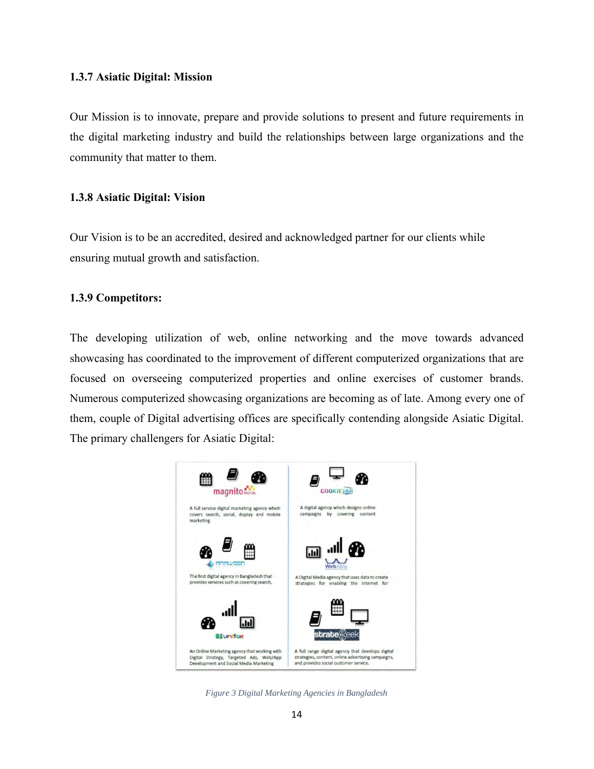### 1.3.7 Asiatic Digital: Mission

Our Mission is to innovate, prepare and provide solutions to present and future requirements in the digital marketing industry and build the relationships between large organizations and the community that matter to them.

### 1.3.8 Asiatic Digital: Vision

Our Vision is to be an accredited, desired and acknowledged partner for our clients while ensuring mutual growth and satisfaction.

### 1.3.9 Competitors:

The developing utilization of web, online networking and the move towards advanced showcasing has coordinated to the improvement of different computerized organizations that are focused on overseeing computerized properties and online exercises of customer brands. Numerous computerized showcasing organizations are becoming as of late. Among every one of them, couple of Digital advertising offices are specifically contending alongside Asiatic Digital. The primary challengers for Asiatic Digital:

magnito DIGITAL

A full service digital marketing agency which covers search, social, display and mobile marketing

COOKIEJAR

A digital agency which designs online campaigns by covering content

ANALYZEN

The first digital agency in Bangladesh that provides services such as covering search,

WebAble

A Digital Media agency that uses data to create strategies for enabling the internet for

unifox

An Online Marketing agency that working with Digital Strategy, Targeted Ads, Web/App Development and Social Media Marketing

strateGeek

A full range digital agency that develops digital strategies, content, online advertising campaigns, and provides social customer service.

*Figure 3 Digital Marketing Agencies in Bangladesh*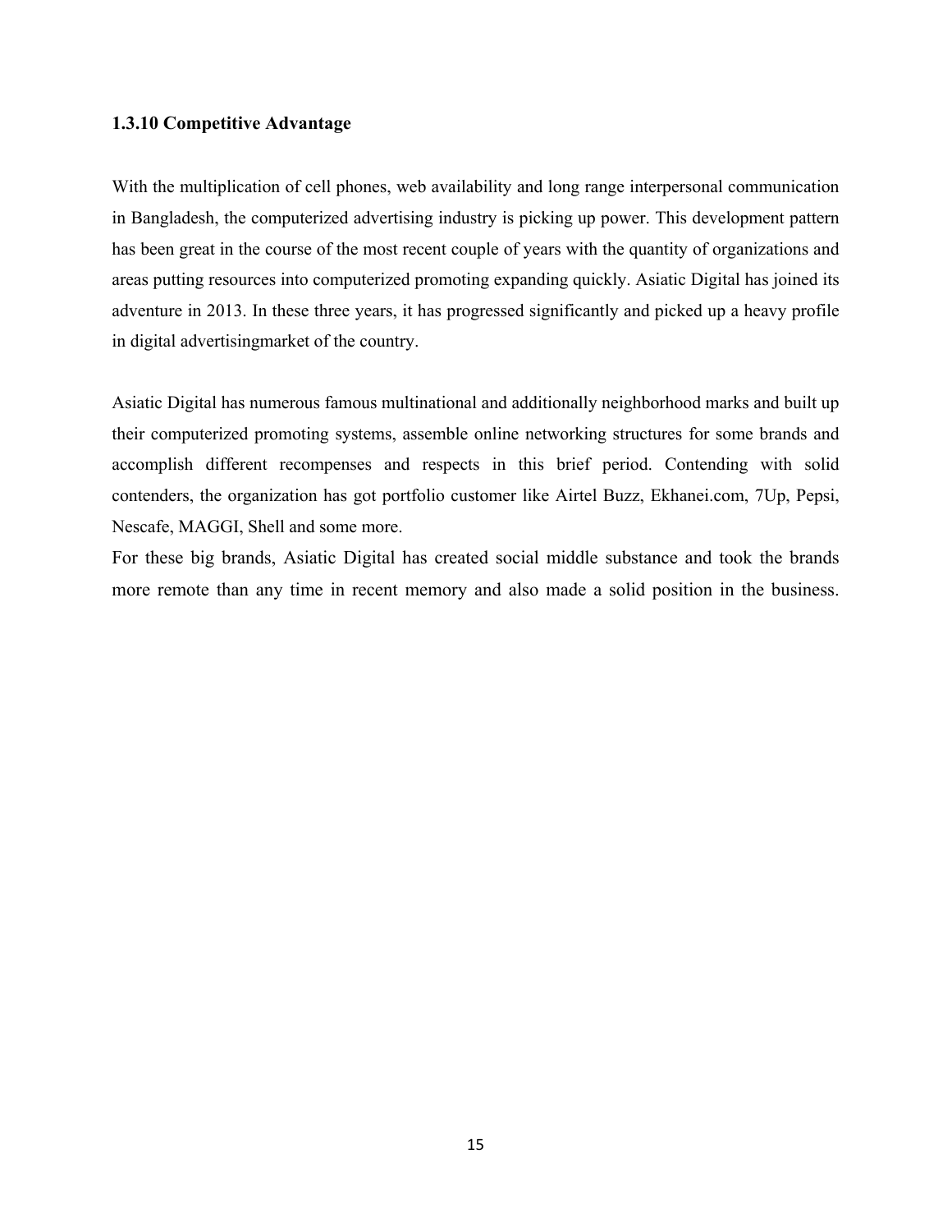### 1.3.10 Competitive Advantage

With the multiplication of cell phones, web availability and long range interpersonal communication in Bangladesh, the computerized advertising industry is picking up power. This development pattern has been great in the course of the most recent couple of years with the quantity of organizations and areas putting resources into computerized promoting expanding quickly. Asiatic Digital has joined its adventure in 2013. In these three years, it has progressed significantly and picked up a heavy profile in digital advertisingmarket of the country.

Asiatic Digital has numerous famous multinational and additionally neighborhood marks and built up their computerized promoting systems, assemble online networking structures for some brands and accomplish different recompenses and respects in this brief period. Contending with solid contenders, the organization has got portfolio customer like Airtel Buzz, Ekhanei.com, 7Up, Pepsi, Nescafe, MAGGI, Shell and some more.

For these big brands, Asiatic Digital has created social middle substance and took the brands more remote than any time in recent memory and also made a solid position in the business.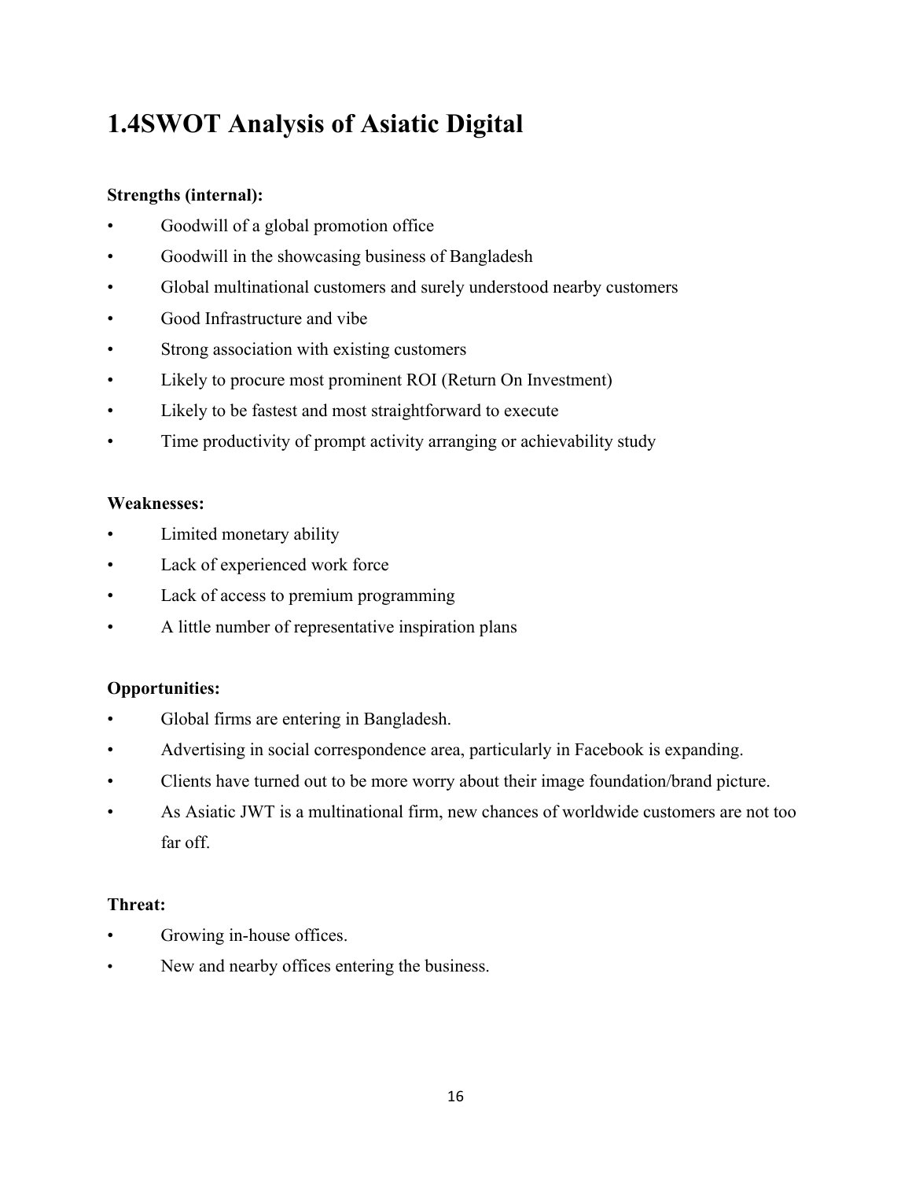## 1.4SWOT Analysis of Asiatic Digital

**Strengths (internal):**

- Goodwill of a global promotion office
- Goodwill in the showcasing business of Bangladesh
- Global multinational customers and surely understood nearby customers
- Good Infrastructure and vibe
- Strong association with existing customers
- Likely to procure most prominent ROI (Return On Investment)
- Likely to be fastest and most straightforward to execute
- Time productivity of prompt activity arranging or achievability study

**Weaknesses:**

- Limited monetary ability
- Lack of experienced work force
- Lack of access to premium programming
- A little number of representative inspiration plans

**Opportunities:**

- Global firms are entering in Bangladesh.
- Advertising in social correspondence area, particularly in Facebook is expanding.
- Clients have turned out to be more worry about their image foundation/brand picture.
- As Asiatic JWT is a multinational firm, new chances of worldwide customers are not too far off.

**Threat:**

- Growing in-house offices.
- New and nearby offices entering the business.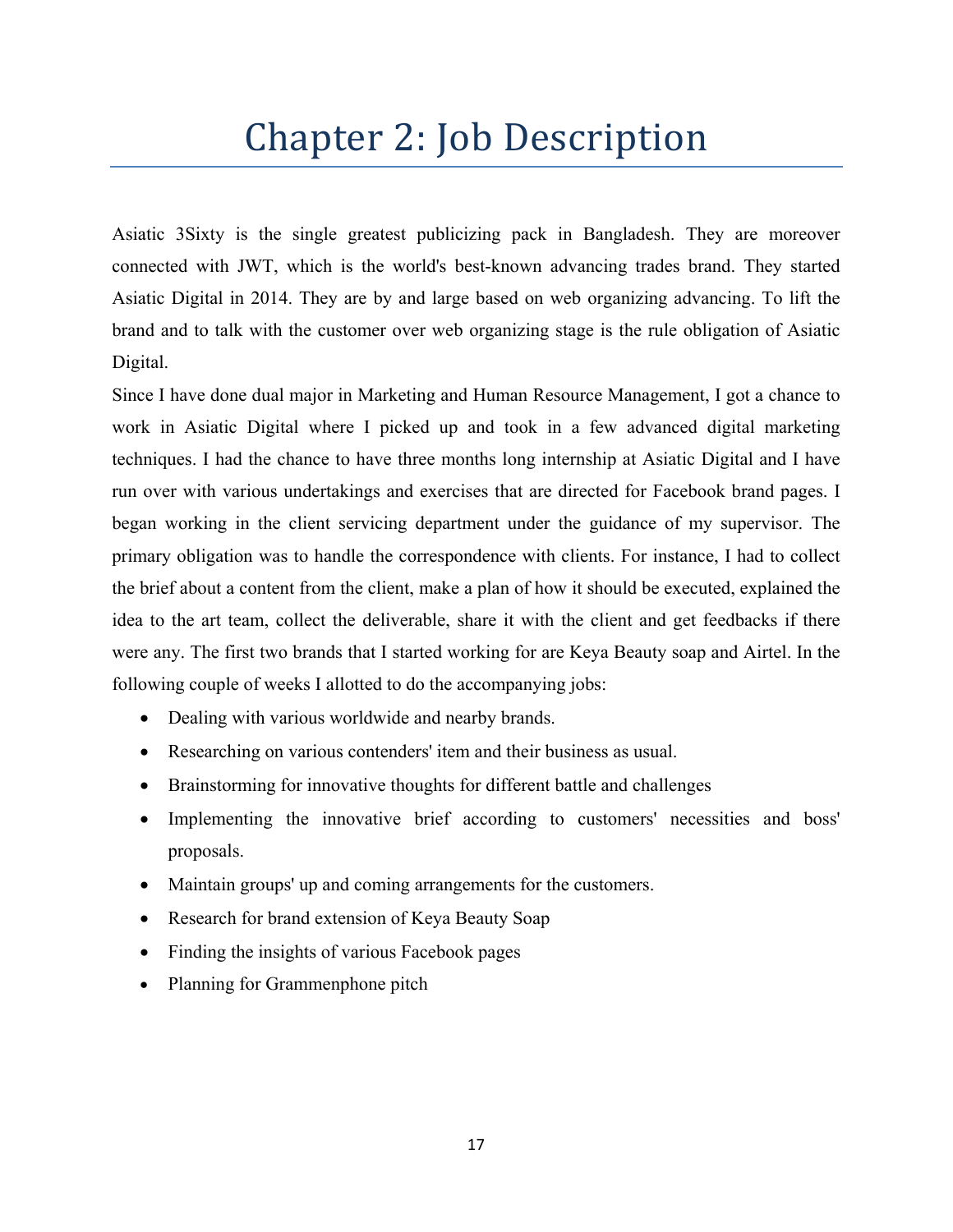# Chapter 2: Job Description

Asiatic 3Sixty is the single greatest publicizing pack in Bangladesh. They are moreover connected with JWT, which is the world's best-known advancing trades brand. They started Asiatic Digital in 2014. They are by and large based on web organizing advancing. To lift the brand and to talk with the customer over web organizing stage is the rule obligation of Asiatic Digital.

Since I have done dual major in Marketing and Human Resource Management, I got a chance to work in Asiatic Digital where I picked up and took in a few advanced digital marketing techniques. I had the chance to have three months long internship at Asiatic Digital and I have run over with various undertakings and exercises that are directed for Facebook brand pages. I began working in the client servicing department under the guidance of my supervisor. The primary obligation was to handle the correspondence with clients. For instance, I had to collect the brief about a content from the client, make a plan of how it should be executed, explained the idea to the art team, collect the deliverable, share it with the client and get feedbacks if there were any. The first two brands that I started working for are Keya Beauty soap and Airtel. In the following couple of weeks I allotted to do the accompanying jobs:

- Dealing with various worldwide and nearby brands.
- Researching on various contenders' item and their business as usual.
- Brainstorming for innovative thoughts for different battle and challenges
- Implementing the innovative brief according to customers' necessities and boss' proposals.
- Maintain groups' up and coming arrangements for the customers.
- Research for brand extension of Keya Beauty Soap
- Finding the insights of various Facebook pages
- Planning for Grammenphone pitch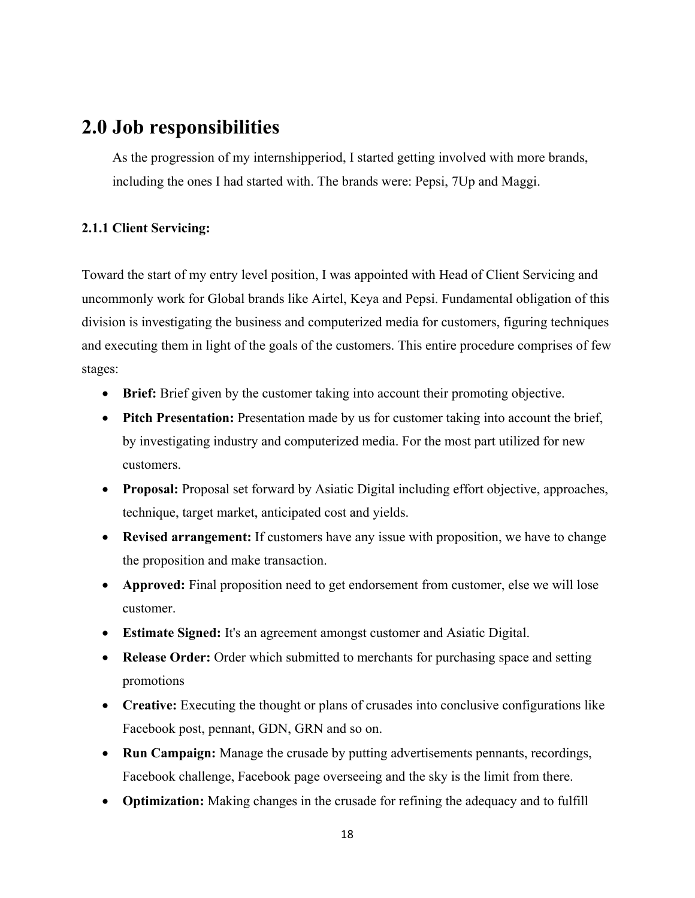# 2.0 Job responsibilities

As the progression of my internshipperiod, I started getting involved with more brands, including the ones I had started with. The brands were: Pepsi, 7Up and Maggi.

### 2.1.1 Client Servicing:

Toward the start of my entry level position, I was appointed with Head of Client Servicing and uncommonly work for Global brands like Airtel, Keya and Pepsi. Fundamental obligation of this division is investigating the business and computerized media for customers, figuring techniques and executing them in light of the goals of the customers. This entire procedure comprises of few stages:

- **Brief:** Brief given by the customer taking into account their promoting objective.
- **Pitch Presentation:** Presentation made by us for customer taking into account the brief, by investigating industry and computerized media. For the most part utilized for new customers.
- **Proposal:** Proposal set forward by Asiatic Digital including effort objective, approaches, technique, target market, anticipated cost and yields.
- **Revised arrangement:** If customers have any issue with proposition, we have to change the proposition and make transaction.
- **Approved:** Final proposition need to get endorsement from customer, else we will lose customer.
- **Estimate Signed:** It's an agreement amongst customer and Asiatic Digital.
- **Release Order:** Order which submitted to merchants for purchasing space and setting promotions
- **Creative:** Executing the thought or plans of crusades into conclusive configurations like Facebook post, pennant, GDN, GRN and so on.
- **Run Campaign:** Manage the crusade by putting advertisements pennants, recordings, Facebook challenge, Facebook page overseeing and the sky is the limit from there.
- **Optimization:** Making changes in the crusade for refining the adequacy and to fulfill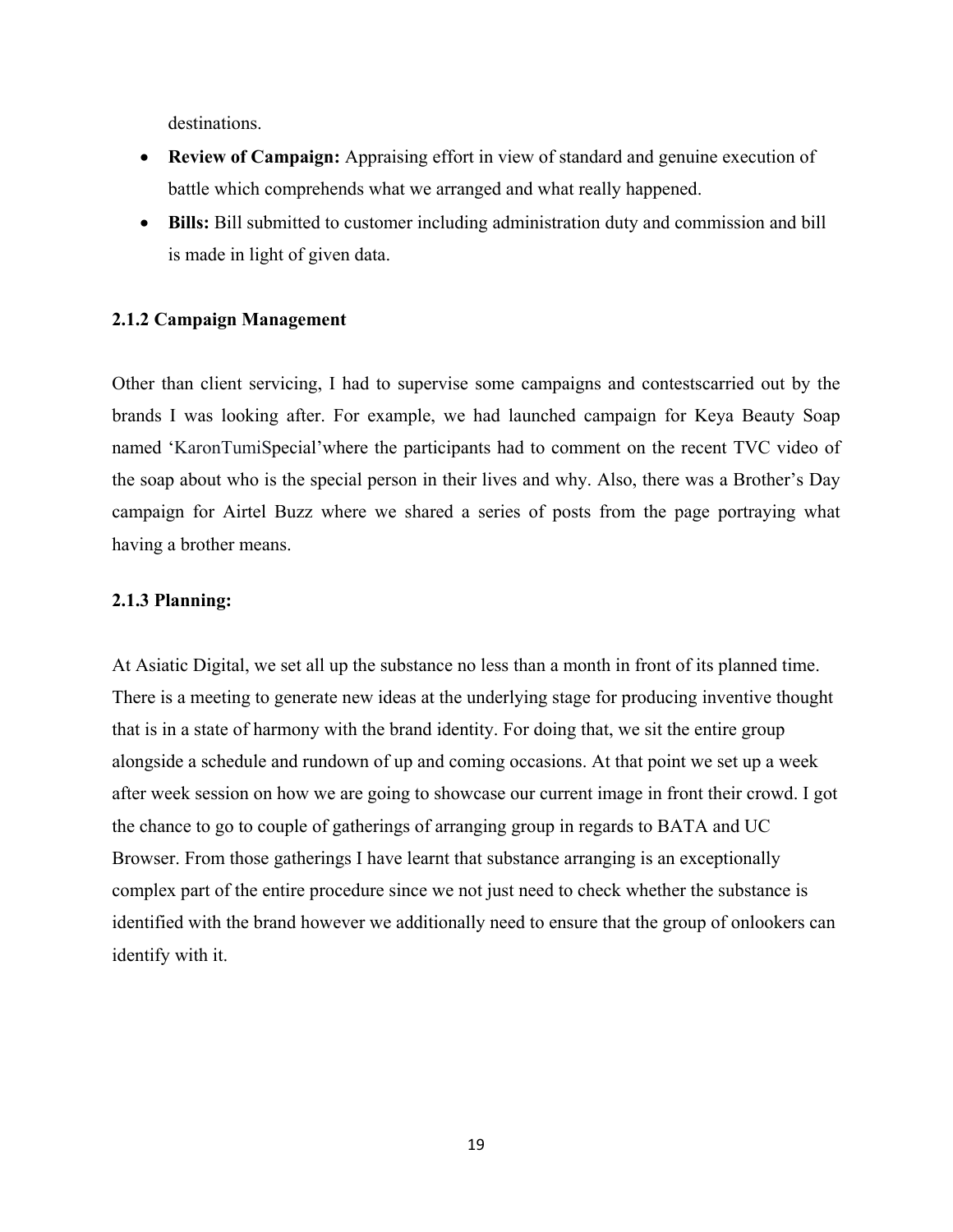destinations.

- **Review of Campaign:** Appraising effort in view of standard and genuine execution of battle which comprehends what we arranged and what really happened.
- **Bills:** Bill submitted to customer including administration duty and commission and bill is made in light of given data.

### 2.1.2 Campaign Management

Other than client servicing, I had to supervise some campaigns and contestscarried out by the brands I was looking after. For example, we had launched campaign for Keya Beauty Soap named 'KaronTumiSpecial'where the participants had to comment on the recent TVC video of the soap about who is the special person in their lives and why. Also, there was a Brother's Day campaign for Airtel Buzz where we shared a series of posts from the page portraying what having a brother means.

### 2.1.3 Planning:

At Asiatic Digital, we set all up the substance no less than a month in front of its planned time. There is a meeting to generate new ideas at the underlying stage for producing inventive thought that is in a state of harmony with the brand identity. For doing that, we sit the entire group alongside a schedule and rundown of up and coming occasions. At that point we set up a week after week session on how we are going to showcase our current image in front their crowd. I got the chance to go to couple of gatherings of arranging group in regards to BATA and UC Browser. From those gatherings I have learnt that substance arranging is an exceptionally complex part of the entire procedure since we not just need to check whether the substance is identified with the brand however we additionally need to ensure that the group of onlookers can identify with it.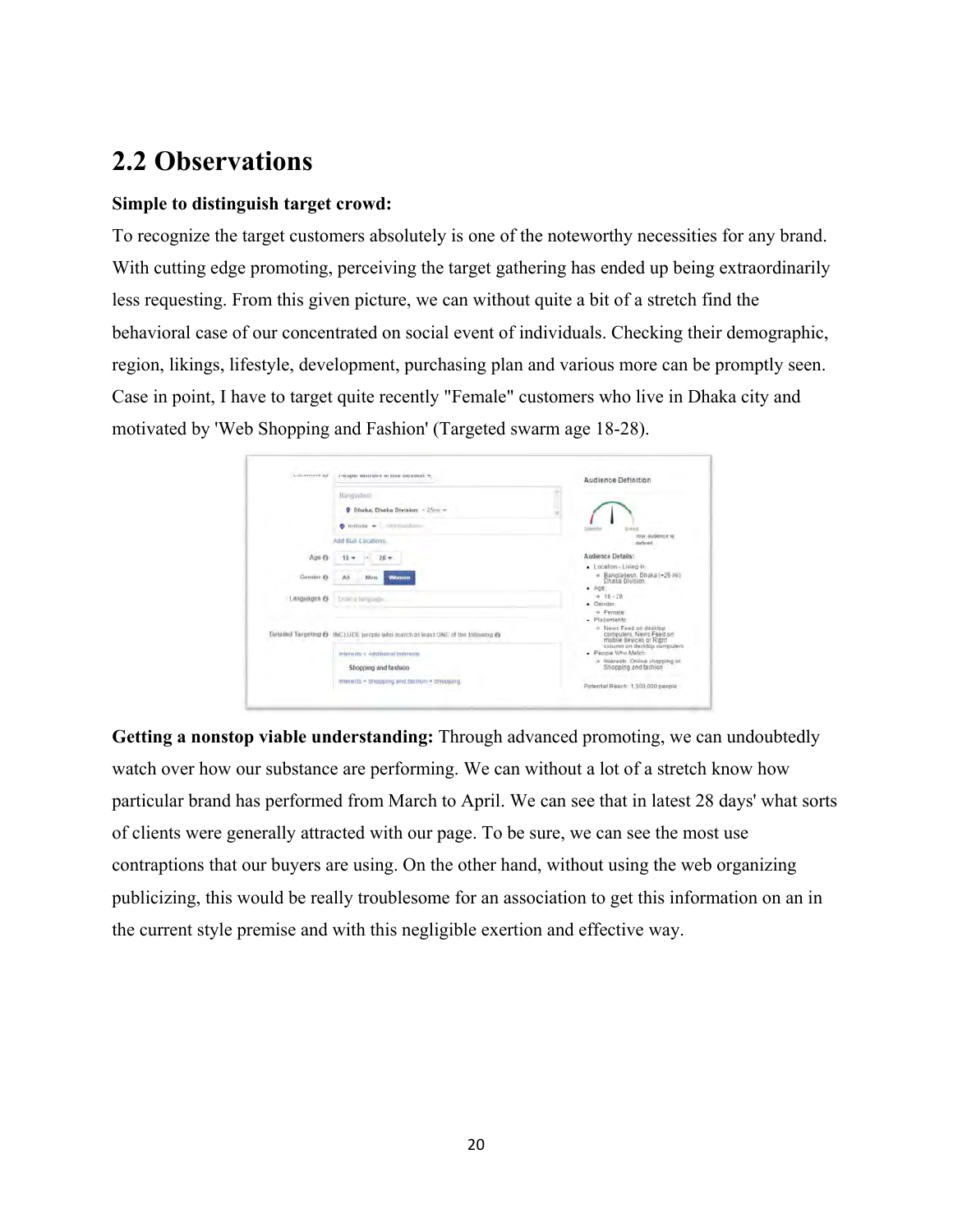## 2.2 Observations

**Simple to distinguish target crowd:**

To recognize the target customers absolutely is one of the noteworthy necessities for any brand. With cutting edge promoting, perceiving the target gathering has ended up being extraordinarily less requesting. From this given picture, we can without quite a bit of a stretch find the behavioral case of our concentrated on social event of individuals. Checking their demographic, region, likings, lifestyle, development, purchasing plan and various more can be promptly seen. Case in point, I have to target quite recently "Female" customers who live in Dhaka city and motivated by 'Web Shopping and Fashion' (Targeted swarm age 18-28).

**Getting a nonstop viable understanding:** Through advanced promoting, we can undoubtedly watch over how our substance are performing. We can without a lot of a stretch know how particular brand has performed from March to April. We can see that in latest 28 days' what sorts of clients were generally attracted with our page. To be sure, we can see the most use contraptions that our buyers are using. On the other hand, without using the web organizing publicizing, this would be really troublesome for an association to get this information on an in the current style premise and with this negligible exertion and effective way.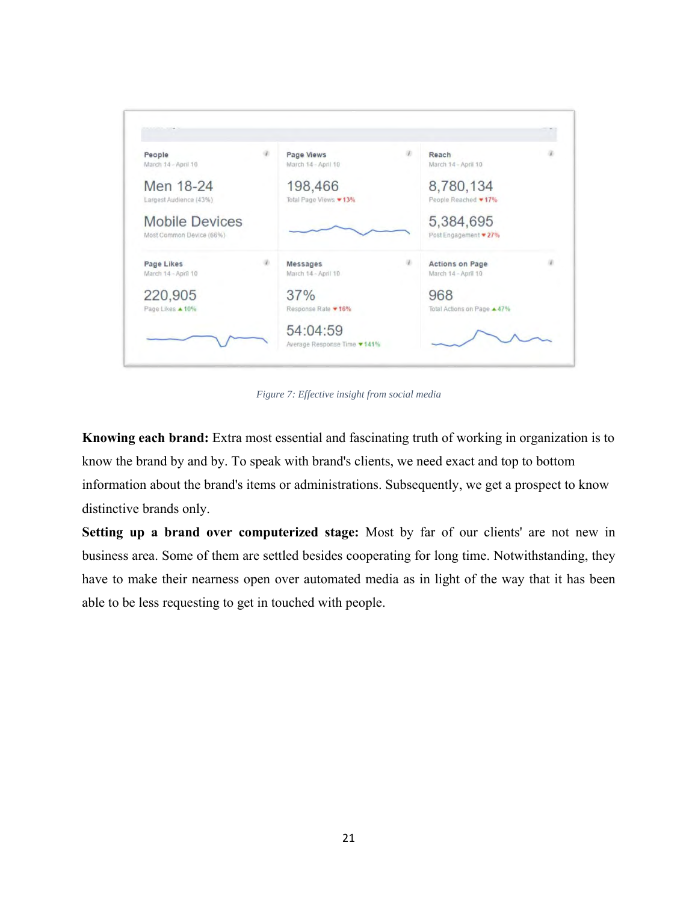Figure 7: Effective insight from social media

**Knowing each brand:** Extra most essential and fascinating truth of working in organization is to know the brand by and by. To speak with brand's clients, we need exact and top to bottom information about the brand's items or administrations. Subsequently, we get a prospect to know distinctive brands only.

**Setting up a brand over computerized stage:** Most by far of our clients' are not new in business area. Some of them are settled besides cooperating for long time. Notwithstanding, they have to make their nearness open over automated media as in light of the way that it has been able to be less requesting to get in touched with people.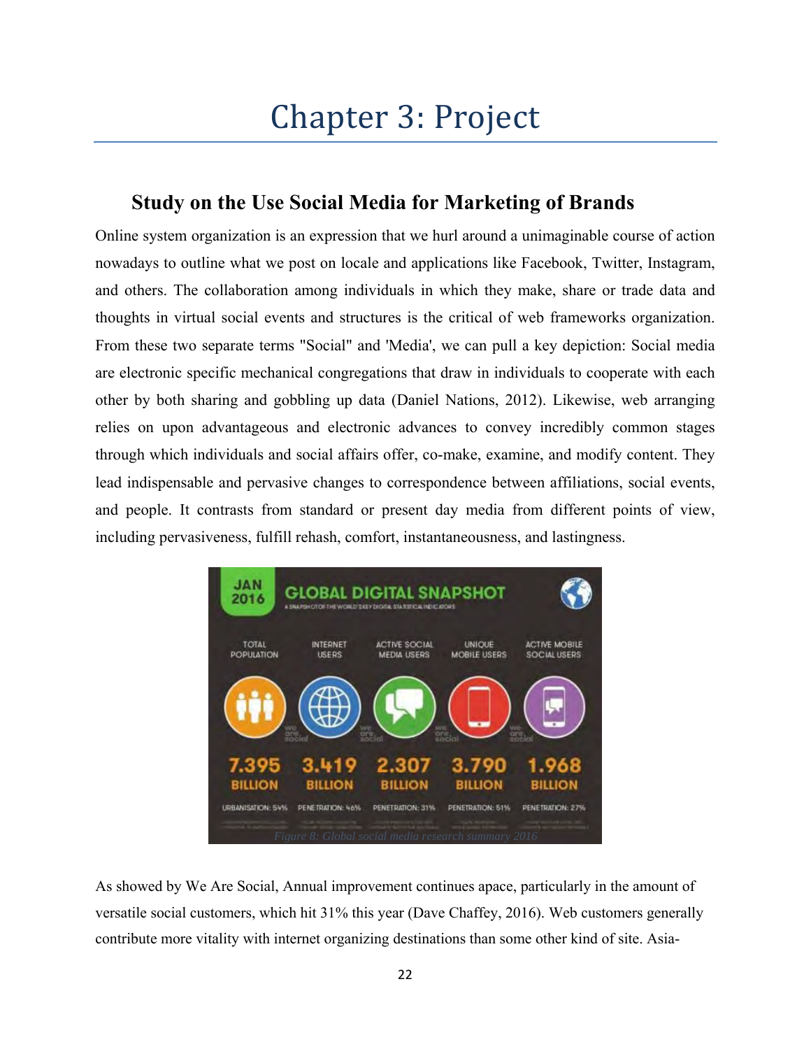# Chapter 3: Project

## Study on the Use Social Media for Marketing of Brands

Online system organization is an expression that we hurl around a unimaginable course of action nowadays to outline what we post on locale and applications like Facebook, Twitter, Instagram, and others. The collaboration among individuals in which they make, share or trade data and thoughts in virtual social events and structures is the critical of web frameworks organization. From these two separate terms "Social" and 'Media', we can pull a key depiction: Social media are electronic specific mechanical congregations that draw in individuals to cooperate with each other by both sharing and gobbling up data (Daniel Nations, 2012). Likewise, web arranging relies on upon advantageous and electronic advances to convey incredibly common stages through which individuals and social affairs offer, co-make, examine, and modify content. They lead indispensable and pervasive changes to correspondence between affiliations, social events, and people. It contrasts from standard or present day media from different points of view, including pervasiveness, fulfill rehash, comfort, instantaneousness, and lastingness.

Figure 8: Global social media research summary 2016

As showed by We Are Social, Annual improvement continues apace, particularly in the amount of versatile social customers, which hit 31% this year (Dave Chaffey, 2016). Web customers generally contribute more vitality with internet organizing destinations than some other kind of site. Asia-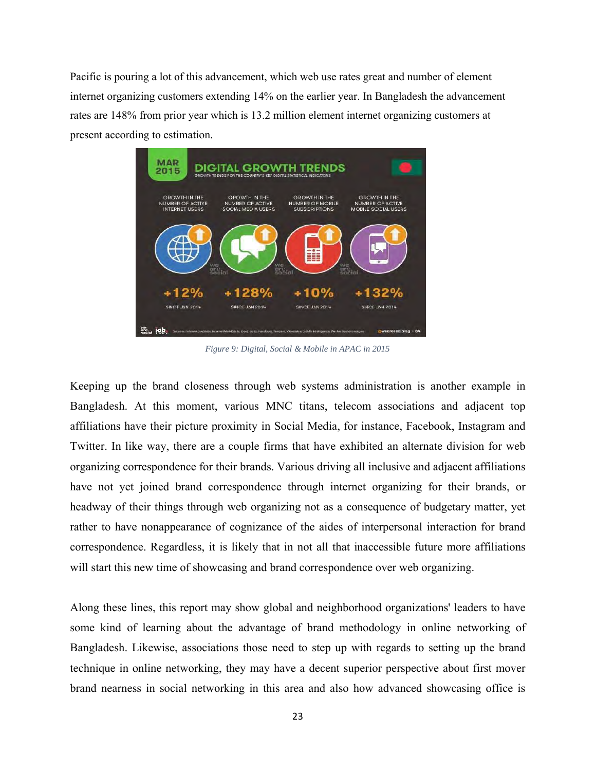Pacific is pouring a lot of this advancement, which web use rates great and number of element internet organizing customers extending 14% on the earlier year. In Bangladesh the advancement rates are 148% from prior year which is 13.2 million element internet organizing customers at present according to estimation.

*Figure 9: Digital, Social & Mobile in APAC in 2015*

Keeping up the brand closeness through web systems administration is another example in Bangladesh. At this moment, various MNC titans, telecom associations and adjacent top affiliations have their picture proximity in Social Media, for instance, Facebook, Instagram and Twitter. In like way, there are a couple firms that have exhibited an alternate division for web organizing correspondence for their brands. Various driving all inclusive and adjacent affiliations have not yet joined brand correspondence through internet organizing for their brands, or headway of their things through web organizing not as a consequence of budgetary matter, yet rather to have nonappearance of cognizance of the aides of interpersonal interaction for brand correspondence. Regardless, it is likely that in not all that inaccessible future more affiliations will start this new time of showcasing and brand correspondence over web organizing.

Along these lines, this report may show global and neighborhood organizations' leaders to have some kind of learning about the advantage of brand methodology in online networking of Bangladesh. Likewise, associations those need to step up with regards to setting up the brand technique in online networking, they may have a decent superior perspective about first mover brand nearness in social networking in this area and also how advanced showcasing office is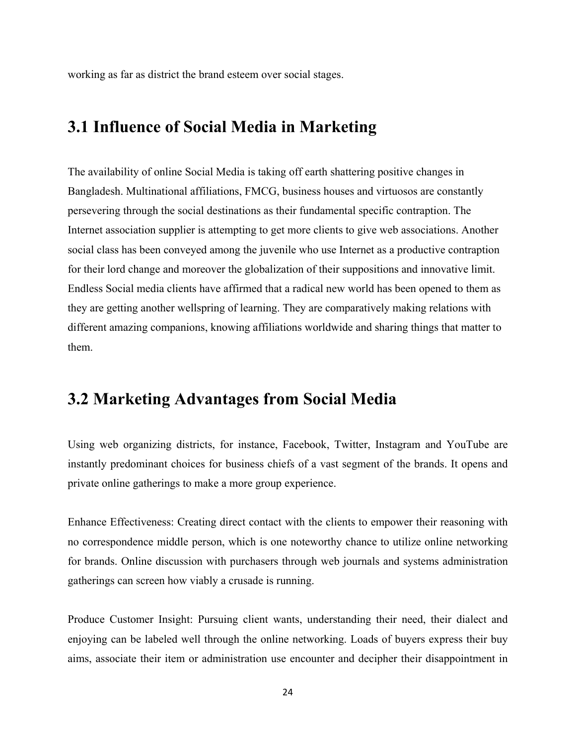working as far as district the brand esteem over social stages.

## 3.1 Influence of Social Media in Marketing

The availability of online Social Media is taking off earth shattering positive changes in Bangladesh. Multinational affiliations, FMCG, business houses and virtuosos are constantly persevering through the social destinations as their fundamental specific contraption. The Internet association supplier is attempting to get more clients to give web associations. Another social class has been conveyed among the juvenile who use Internet as a productive contraption for their lord change and moreover the globalization of their suppositions and innovative limit. Endless Social media clients have affirmed that a radical new world has been opened to them as they are getting another wellspring of learning. They are comparatively making relations with different amazing companions, knowing affiliations worldwide and sharing things that matter to them.

## 3.2 Marketing Advantages from Social Media

Using web organizing districts, for instance, Facebook, Twitter, Instagram and YouTube are instantly predominant choices for business chiefs of a vast segment of the brands. It opens and private online gatherings to make a more group experience.

Enhance Effectiveness: Creating direct contact with the clients to empower their reasoning with no correspondence middle person, which is one noteworthy chance to utilize online networking for brands. Online discussion with purchasers through web journals and systems administration gatherings can screen how viably a crusade is running.

Produce Customer Insight: Pursuing client wants, understanding their need, their dialect and enjoying can be labeled well through the online networking. Loads of buyers express their buy aims, associate their item or administration use encounter and decipher their disappointment in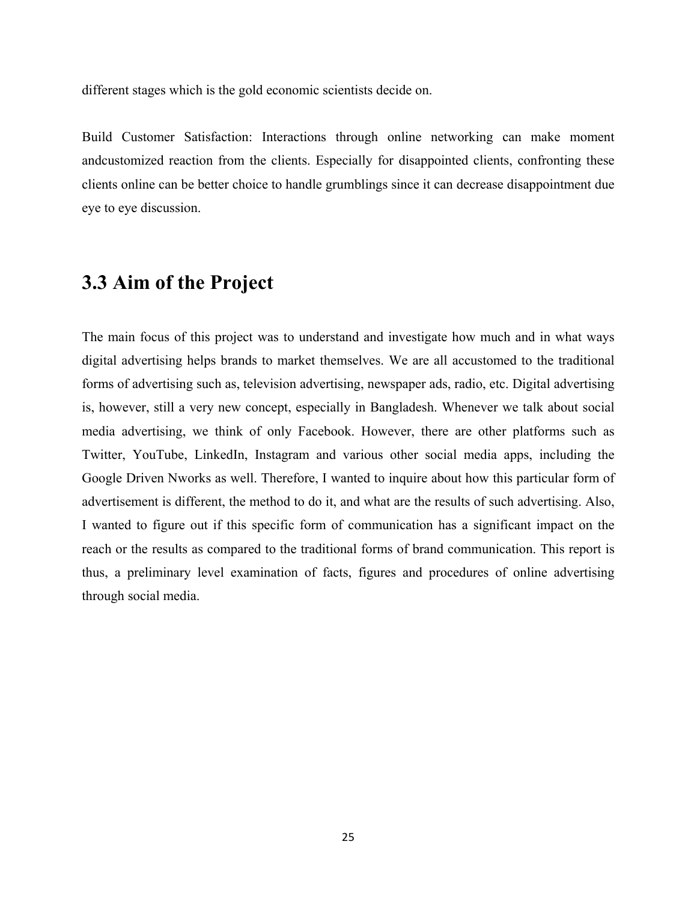different stages which is the gold economic scientists decide on.

Build Customer Satisfaction: Interactions through online networking can make moment andcustomized reaction from the clients. Especially for disappointed clients, confronting these clients online can be better choice to handle grumblings since it can decrease disappointment due eye to eye discussion.

## 3.3 Aim of the Project

The main focus of this project was to understand and investigate how much and in what ways digital advertising helps brands to market themselves. We are all accustomed to the traditional forms of advertising such as, television advertising, newspaper ads, radio, etc. Digital advertising is, however, still a very new concept, especially in Bangladesh. Whenever we talk about social media advertising, we think of only Facebook. However, there are other platforms such as Twitter, YouTube, LinkedIn, Instagram and various other social media apps, including the Google Driven Nworks as well. Therefore, I wanted to inquire about how this particular form of advertisement is different, the method to do it, and what are the results of such advertising. Also, I wanted to figure out if this specific form of communication has a significant impact on the reach or the results as compared to the traditional forms of brand communication. This report is thus, a preliminary level examination of facts, figures and procedures of online advertising through social media.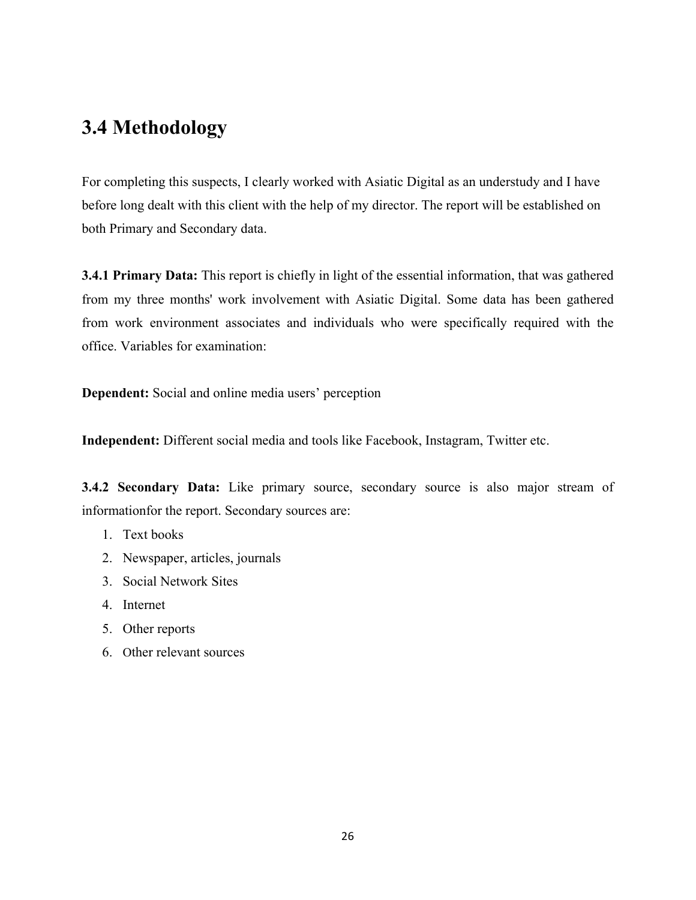## 3.4 Methodology

For completing this suspects, I clearly worked with Asiatic Digital as an understudy and I have before long dealt with this client with the help of my director. The report will be established on both Primary and Secondary data.

**3.4.1 Primary Data:** This report is chiefly in light of the essential information, that was gathered from my three months' work involvement with Asiatic Digital. Some data has been gathered from work environment associates and individuals who were specifically required with the office. Variables for examination:

**Dependent:** Social and online media users' perception

**Independent:** Different social media and tools like Facebook, Instagram, Twitter etc.

**3.4.2 Secondary Data:** Like primary source, secondary source is also major stream of informationfor the report. Secondary sources are:

1. Text books
2. Newspaper, articles, journals
3. Social Network Sites
4. Internet
5. Other reports
6. Other relevant sources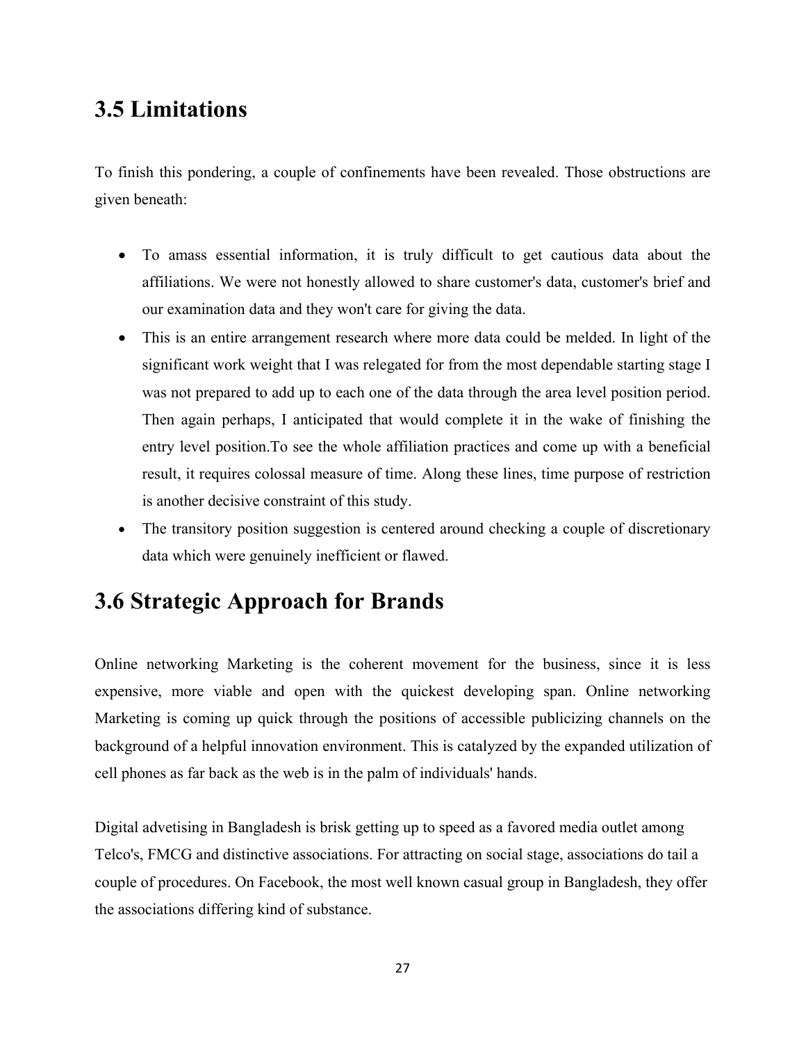## 3.5 Limitations

To finish this pondering, a couple of confinements have been revealed. Those obstructions are given beneath:

- To amass essential information, it is truly difficult to get cautious data about the affiliations. We were not honestly allowed to share customer's data, customer's brief and our examination data and they won't care for giving the data.
- This is an entire arrangement research where more data could be melded. In light of the significant work weight that I was relegated for from the most dependable starting stage I was not prepared to add up to each one of the data through the area level position period. Then again perhaps, I anticipated that would complete it in the wake of finishing the entry level position.To see the whole affiliation practices and come up with a beneficial result, it requires colossal measure of time. Along these lines, time purpose of restriction is another decisive constraint of this study.
- The transitory position suggestion is centered around checking a couple of discretionary data which were genuinely inefficient or flawed.

## 3.6 Strategic Approach for Brands

Online networking Marketing is the coherent movement for the business, since it is less expensive, more viable and open with the quickest developing span. Online networking Marketing is coming up quick through the positions of accessible publicizing channels on the background of a helpful innovation environment. This is catalyzed by the expanded utilization of cell phones as far back as the web is in the palm of individuals' hands.

Digital advetising in Bangladesh is brisk getting up to speed as a favored media outlet among Telco's, FMCG and distinctive associations. For attracting on social stage, associations do tail a couple of procedures. On Facebook, the most well known casual group in Bangladesh, they offer the associations differing kind of substance.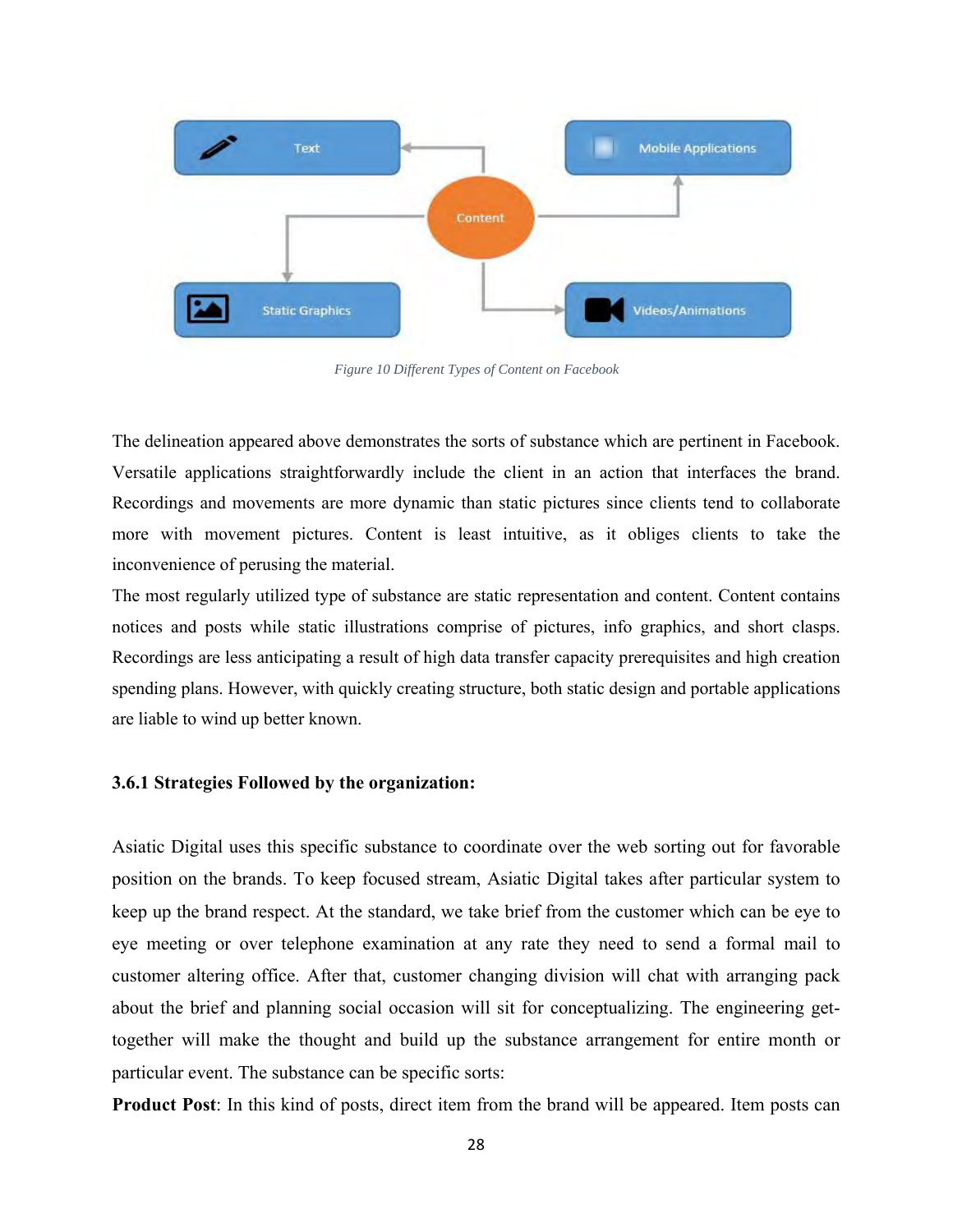Figure 10 Different Types of Content on Facebook

The delineation appeared above demonstrates the sorts of substance which are pertinent in Facebook. Versatile applications straightforwardly include the client in an action that interfaces the brand. Recordings and movements are more dynamic than static pictures since clients tend to collaborate more with movement pictures. Content is least intuitive, as it obliges clients to take the inconvenience of perusing the material.

The most regularly utilized type of substance are static representation and content. Content contains notices and posts while static illustrations comprise of pictures, info graphics, and short clasps. Recordings are less anticipating a result of high data transfer capacity prerequisites and high creation spending plans. However, with quickly creating structure, both static design and portable applications are liable to wind up better known.

### 3.6.1 Strategies Followed by the organization:

Asiatic Digital uses this specific substance to coordinate over the web sorting out for favorable position on the brands. To keep focused stream, Asiatic Digital takes after particular system to keep up the brand respect. At the standard, we take brief from the customer which can be eye to eye meeting or over telephone examination at any rate they need to send a formal mail to customer altering office. After that, customer changing division will chat with arranging pack about the brief and planning social occasion will sit for conceptualizing. The engineering get-together will make the thought and build up the substance arrangement for entire month or particular event. The substance can be specific sorts:

**Product Post**: In this kind of posts, direct item from the brand will be appeared. Item posts can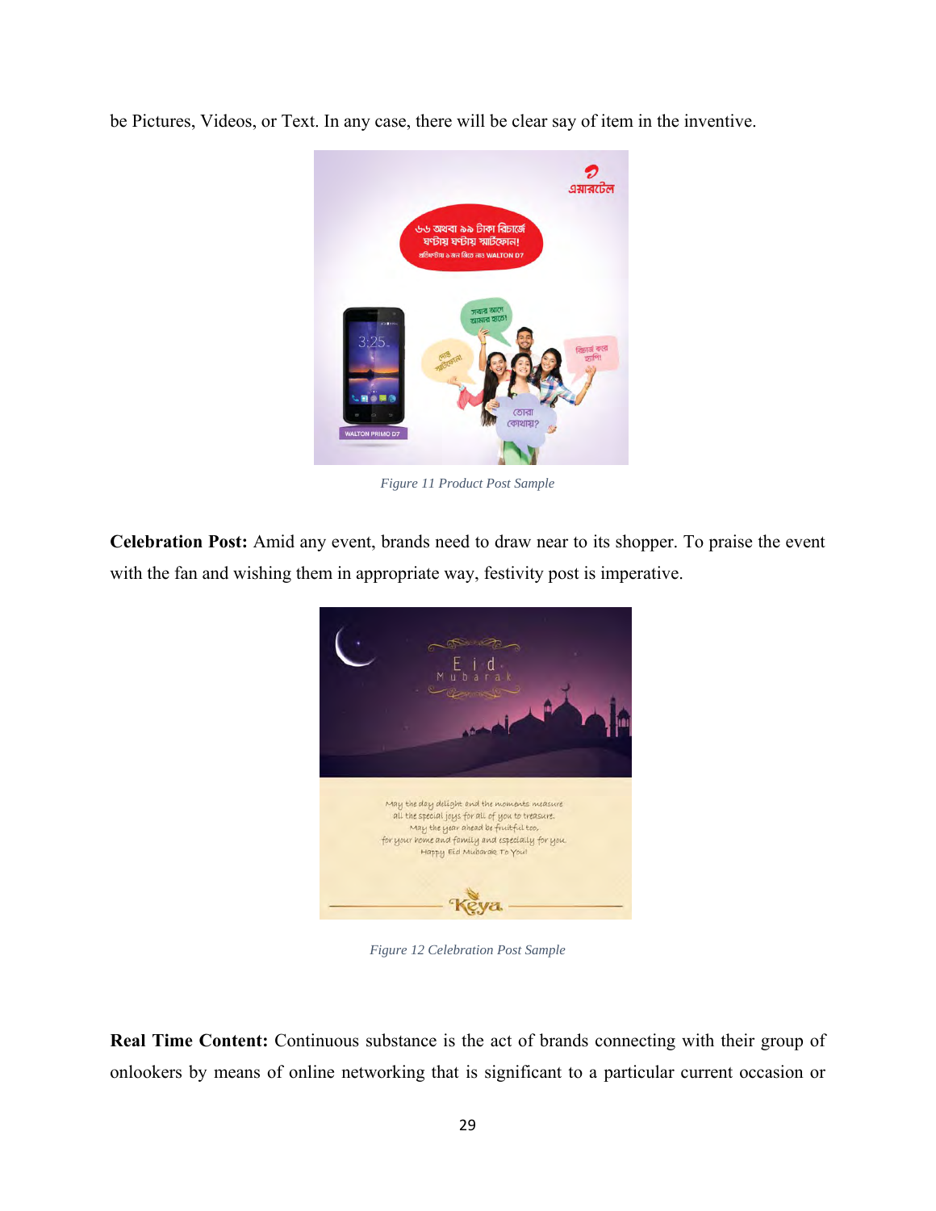be Pictures, Videos, or Text. In any case, there will be clear say of item in the inventive.

*Figure 11 Product Post Sample*

**Celebration Post:** Amid any event, brands need to draw near to its shopper. To praise the event with the fan and wishing them in appropriate way, festivity post is imperative.

*Figure 12 Celebration Post Sample*

**Real Time Content:** Continuous substance is the act of brands connecting with their group of onlookers by means of online networking that is significant to a particular current occasion or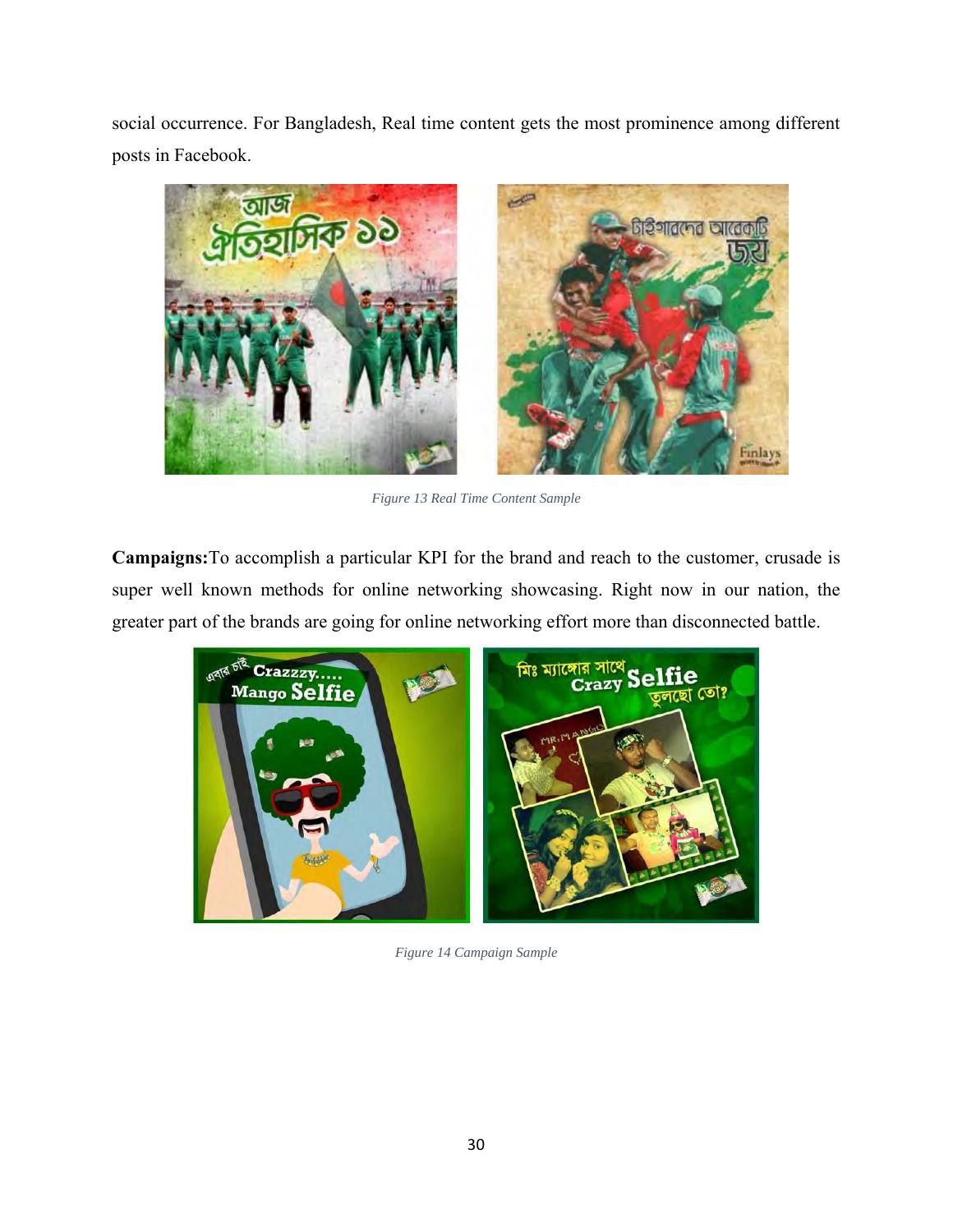social occurrence. For Bangladesh, Real time content gets the most prominence among different posts in Facebook.

*Figure 13 Real Time Content Sample*

**Campaigns:**To accomplish a particular KPI for the brand and reach to the customer, crusade is super well known methods for online networking showcasing. Right now in our nation, the greater part of the brands are going for online networking effort more than disconnected battle.

*Figure 14 Campaign Sample*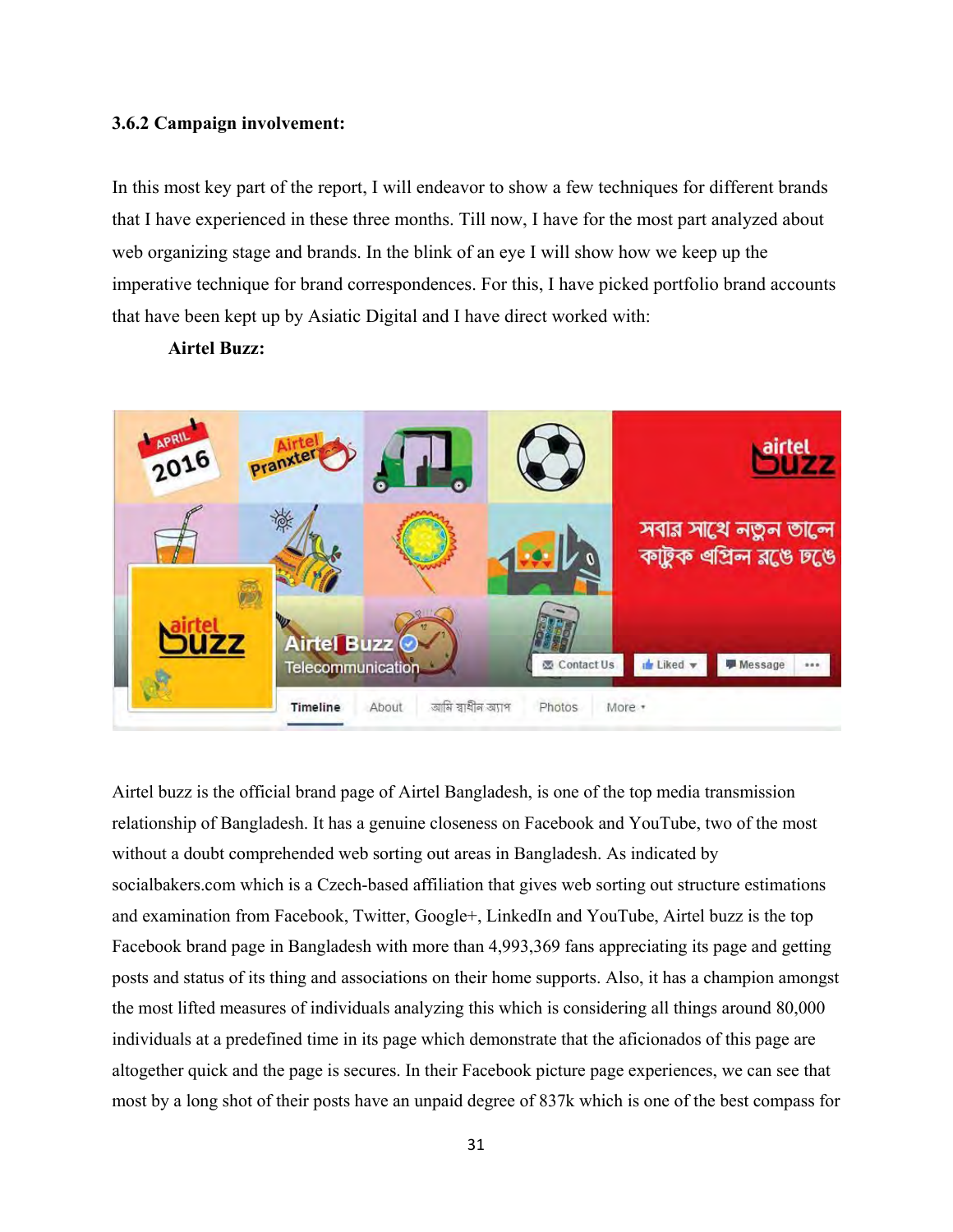### 3.6.2 Campaign involvement:

In this most key part of the report, I will endeavor to show a few techniques for different brands that I have experienced in these three months. Till now, I have for the most part analyzed about web organizing stage and brands. In the blink of an eye I will show how we keep up the imperative technique for brand correspondences. For this, I have picked portfolio brand accounts that have been kept up by Asiatic Digital and I have direct worked with:

**Airtel Buzz:**

Airtel buzz is the official brand page of Airtel Bangladesh, is one of the top media transmission relationship of Bangladesh. It has a genuine closeness on Facebook and YouTube, two of the most without a doubt comprehended web sorting out areas in Bangladesh. As indicated by socialbakers.com which is a Czech-based affiliation that gives web sorting out structure estimations and examination from Facebook, Twitter, Google+, LinkedIn and YouTube, Airtel buzz is the top Facebook brand page in Bangladesh with more than 4,993,369 fans appreciating its page and getting posts and status of its thing and associations on their home supports. Also, it has a champion amongst the most lifted measures of individuals analyzing this which is considering all things around 80,000 individuals at a predefined time in its page which demonstrate that the aficionados of this page are altogether quick and the page is secures. In their Facebook picture page experiences, we can see that most by a long shot of their posts have an unpaid degree of 837k which is one of the best compass for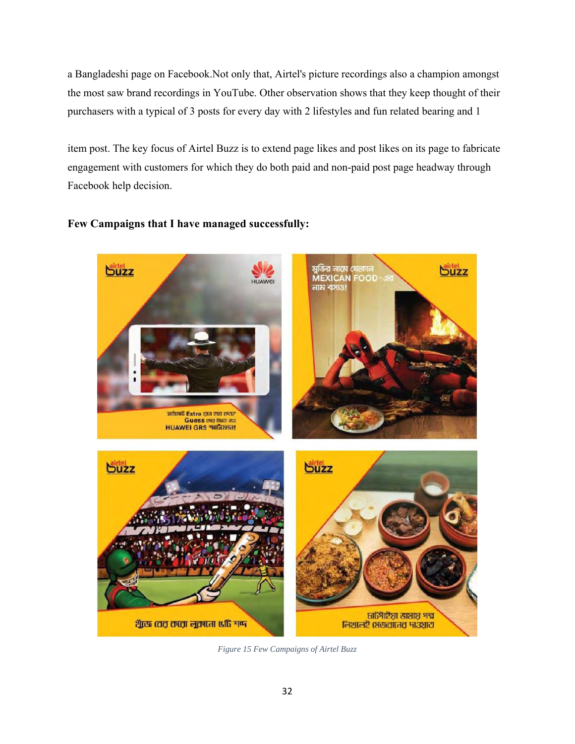a Bangladeshi page on Facebook.Not only that, Airtel's picture recordings also a champion amongst the most saw brand recordings in YouTube. Other observation shows that they keep thought of their purchasers with a typical of 3 posts for every day with 2 lifestyles and fun related bearing and 1

item post. The key focus of Airtel Buzz is to extend page likes and post likes on its page to fabricate engagement with customers for which they do both paid and non-paid post page headway through Facebook help decision.

**Few Campaigns that I have managed successfully:**

*Figure 15 Few Campaigns of Airtel Buzz*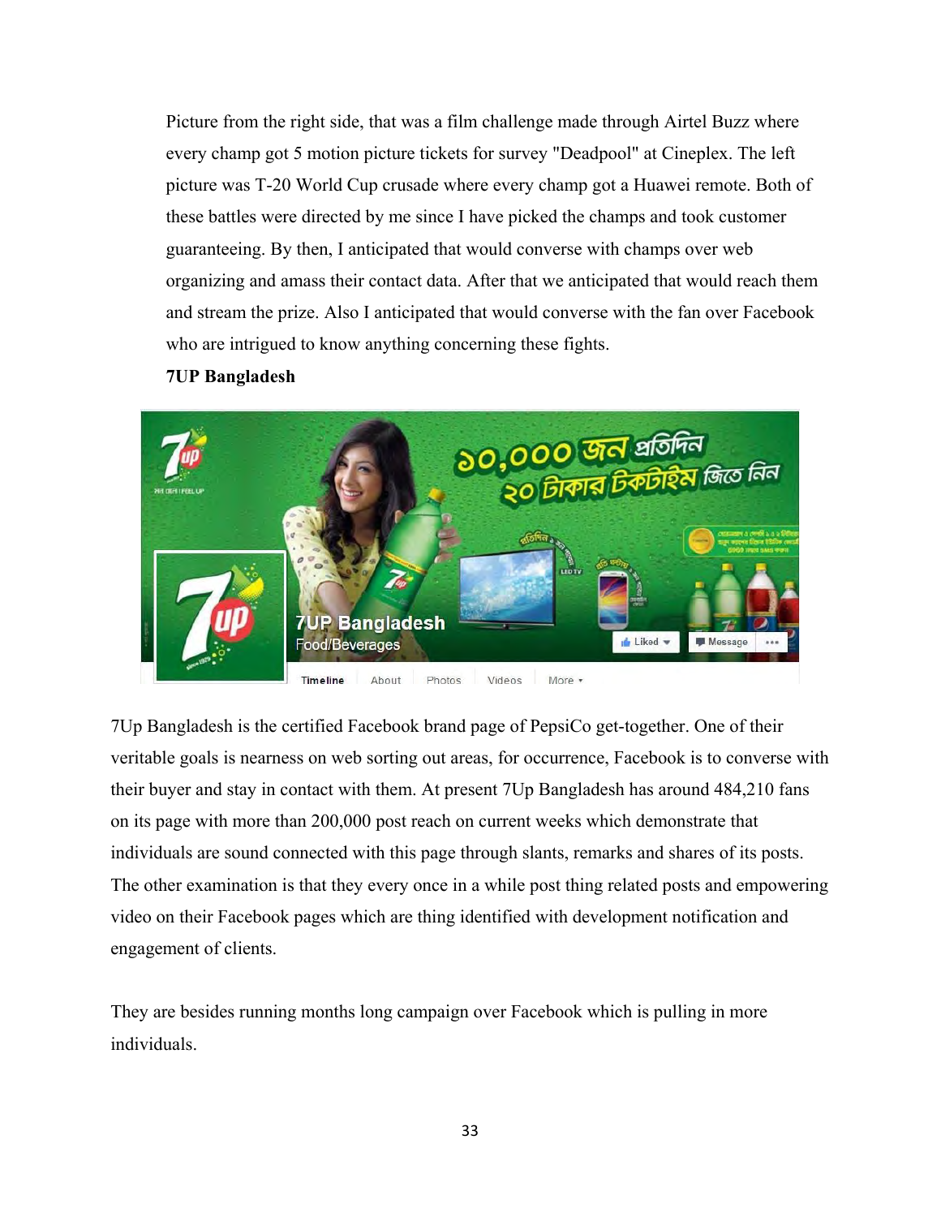Picture from the right side, that was a film challenge made through Airtel Buzz where every champ got 5 motion picture tickets for survey "Deadpool" at Cineplex. The left picture was T-20 World Cup crusade where every champ got a Huawei remote. Both of these battles were directed by me since I have picked the champs and took customer guaranteeing. By then, I anticipated that would converse with champs over web organizing and amass their contact data. After that we anticipated that would reach them and stream the prize. Also I anticipated that would converse with the fan over Facebook who are intrigued to know anything concerning these fights.

**7UP Bangladesh**

7Up Bangladesh is the certified Facebook brand page of PepsiCo get-together. One of their veritable goals is nearness on web sorting out areas, for occurrence, Facebook is to converse with their buyer and stay in contact with them. At present 7Up Bangladesh has around 484,210 fans on its page with more than 200,000 post reach on current weeks which demonstrate that individuals are sound connected with this page through slants, remarks and shares of its posts. The other examination is that they every once in a while post thing related posts and empowering video on their Facebook pages which are thing identified with development notification and engagement of clients.

They are besides running months long campaign over Facebook which is pulling in more individuals.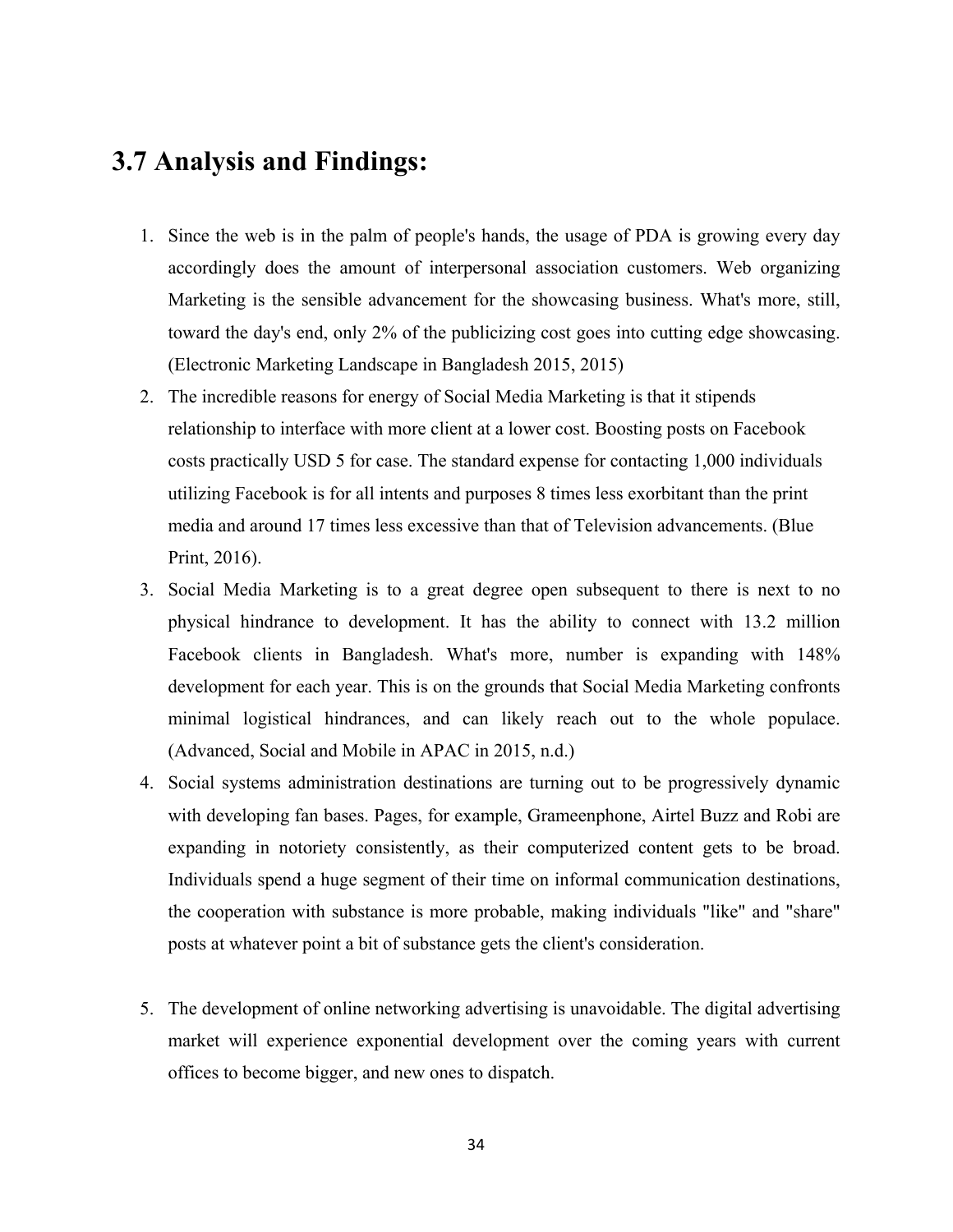## 3.7 Analysis and Findings:

1. Since the web is in the palm of people's hands, the usage of PDA is growing every day accordingly does the amount of interpersonal association customers. Web organizing Marketing is the sensible advancement for the showcasing business. What's more, still, toward the day's end, only 2% of the publicizing cost goes into cutting edge showcasing. (Electronic Marketing Landscape in Bangladesh 2015, 2015)
2. The incredible reasons for energy of Social Media Marketing is that it stipends relationship to interface with more client at a lower cost. Boosting posts on Facebook costs practically USD 5 for case. The standard expense for contacting 1,000 individuals utilizing Facebook is for all intents and purposes 8 times less exorbitant than the print media and around 17 times less excessive than that of Television advancements. (Blue Print, 2016).
3. Social Media Marketing is to a great degree open subsequent to there is next to no physical hindrance to development. It has the ability to connect with 13.2 million Facebook clients in Bangladesh. What's more, number is expanding with 148% development for each year. This is on the grounds that Social Media Marketing confronts minimal logistical hindrances, and can likely reach out to the whole populace. (Advanced, Social and Mobile in APAC in 2015, n.d.)
4. Social systems administration destinations are turning out to be progressively dynamic with developing fan bases. Pages, for example, Grameenphone, Airtel Buzz and Robi are expanding in notoriety consistently, as their computerized content gets to be broad. Individuals spend a huge segment of their time on informal communication destinations, the cooperation with substance is more probable, making individuals "like" and "share" posts at whatever point a bit of substance gets the client's consideration.
5. The development of online networking advertising is unavoidable. The digital advertising market will experience exponential development over the coming years with current offices to become bigger, and new ones to dispatch.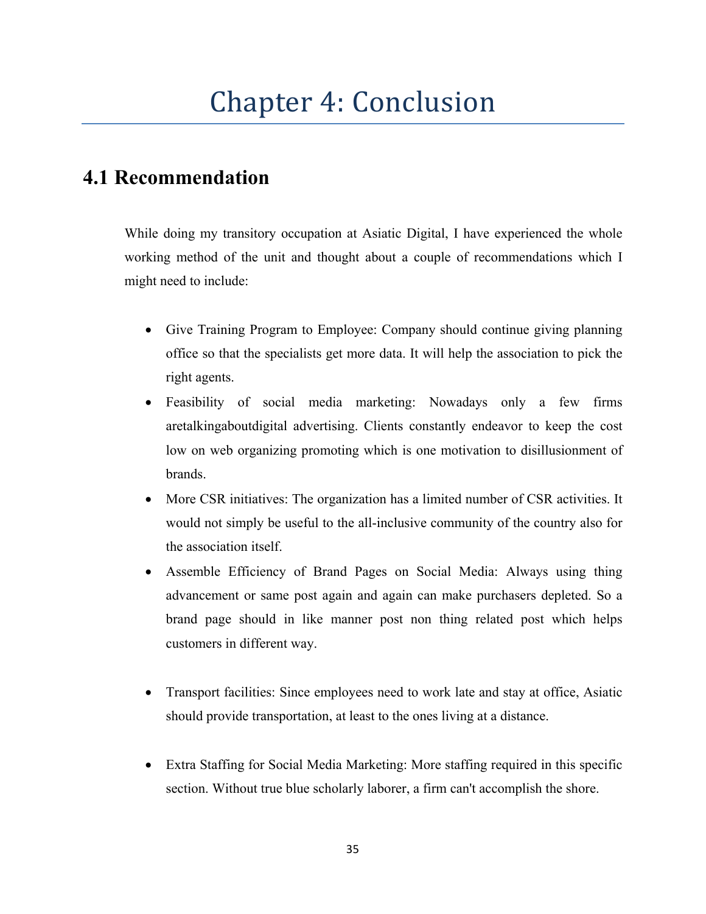# Chapter 4: Conclusion

## 4.1 Recommendation

While doing my transitory occupation at Asiatic Digital, I have experienced the whole working method of the unit and thought about a couple of recommendations which I might need to include:

- Give Training Program to Employee: Company should continue giving planning office so that the specialists get more data. It will help the association to pick the right agents.
- Feasibility of social media marketing: Nowadays only a few firms aretalkingaboutdigital advertising. Clients constantly endeavor to keep the cost low on web organizing promoting which is one motivation to disillusionment of brands.
- More CSR initiatives: The organization has a limited number of CSR activities. It would not simply be useful to the all-inclusive community of the country also for the association itself.
- Assemble Efficiency of Brand Pages on Social Media: Always using thing advancement or same post again and again can make purchasers depleted. So a brand page should in like manner post non thing related post which helps customers in different way.
- Transport facilities: Since employees need to work late and stay at office, Asiatic should provide transportation, at least to the ones living at a distance.
- Extra Staffing for Social Media Marketing: More staffing required in this specific section. Without true blue scholarly laborer, a firm can't accomplish the shore.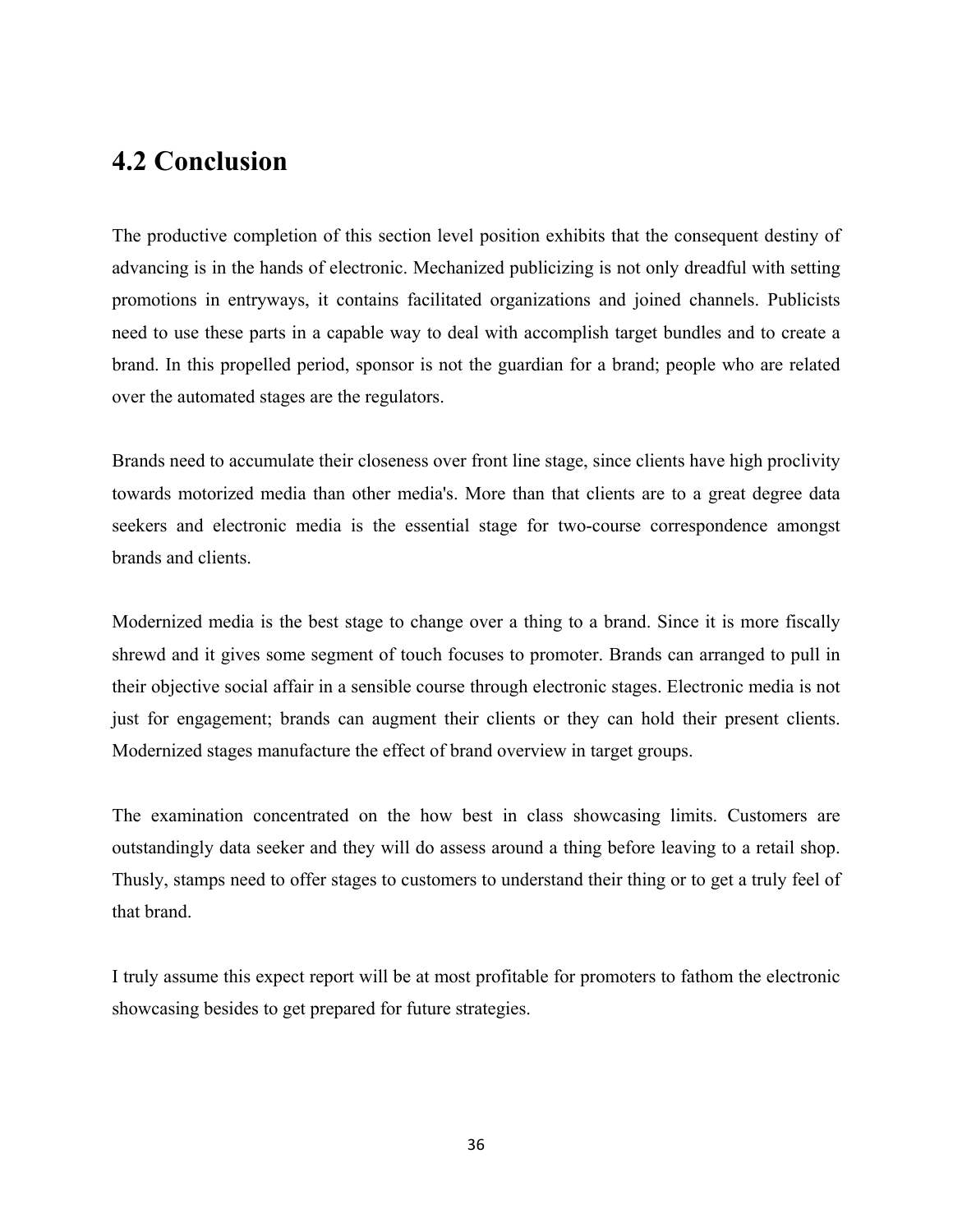## 4.2 Conclusion

The productive completion of this section level position exhibits that the consequent destiny of advancing is in the hands of electronic. Mechanized publicizing is not only dreadful with setting promotions in entryways, it contains facilitated organizations and joined channels. Publicists need to use these parts in a capable way to deal with accomplish target bundles and to create a brand. In this propelled period, sponsor is not the guardian for a brand; people who are related over the automated stages are the regulators.

Brands need to accumulate their closeness over front line stage, since clients have high proclivity towards motorized media than other media's. More than that clients are to a great degree data seekers and electronic media is the essential stage for two-course correspondence amongst brands and clients.

Modernized media is the best stage to change over a thing to a brand. Since it is more fiscally shrewd and it gives some segment of touch focuses to promoter. Brands can arranged to pull in their objective social affair in a sensible course through electronic stages. Electronic media is not just for engagement; brands can augment their clients or they can hold their present clients. Modernized stages manufacture the effect of brand overview in target groups.

The examination concentrated on the how best in class showcasing limits. Customers are outstandingly data seeker and they will do assess around a thing before leaving to a retail shop. Thusly, stamps need to offer stages to customers to understand their thing or to get a truly feel of that brand.

I truly assume this expect report will be at most profitable for promoters to fathom the electronic showcasing besides to get prepared for future strategies.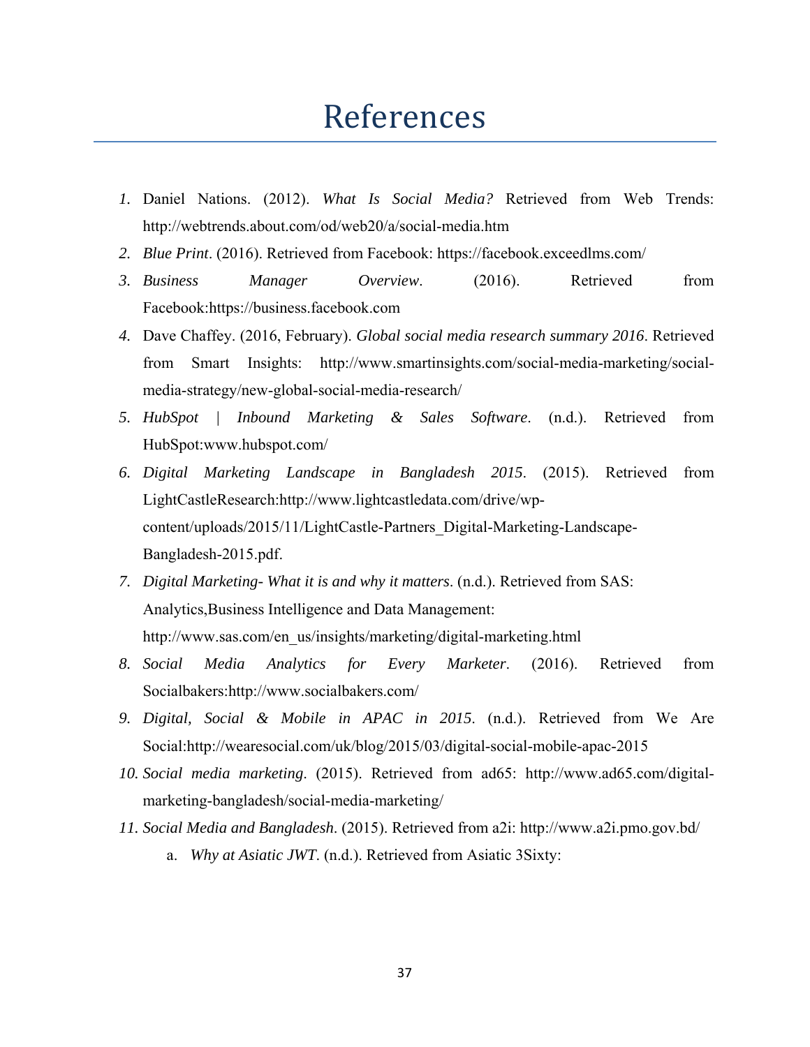# References

1. Daniel Nations. (2012). *What Is Social Media?* Retrieved from Web Trends: http://webtrends.about.com/od/web20/a/social-media.htm
2. *Blue Print*. (2016). Retrieved from Facebook: https://facebook.exceedlms.com/
3. *Business Manager Overview*. (2016). Retrieved from Facebook:https://business.facebook.com
4. Dave Chaffey. (2016, February). *Global social media research summary 2016*. Retrieved from Smart Insights: http://www.smartinsights.com/social-media-marketing/social-media-strategy/new-global-social-media-research/
5. *HubSpot | Inbound Marketing & Sales Software*. (n.d.). Retrieved from HubSpot:www.hubspot.com/
6. *Digital Marketing Landscape in Bangladesh 2015*. (2015). Retrieved from LightCastleResearch:http://www.lightcastledata.com/drive/wp-content/uploads/2015/11/LightCastle-Partners_Digital-Marketing-Landscape-Bangladesh-2015.pdf.
7. *Digital Marketing- What it is and why it matters*. (n.d.). Retrieved from SAS: Analytics,Business Intelligence and Data Management: http://www.sas.com/en_us/insights/marketing/digital-marketing.html
8. *Social Media Analytics for Every Marketer*. (2016). Retrieved from Socialbakers:http://www.socialbakers.com/
9. *Digital, Social & Mobile in APAC in 2015*. (n.d.). Retrieved from We Are Social:http://wearesocial.com/uk/blog/2015/03/digital-social-mobile-apac-2015
10. *Social media marketing*. (2015). Retrieved from ad65: http://www.ad65.com/digital-marketing-bangladesh/social-media-marketing/
11. *Social Media and Bangladesh*. (2015). Retrieved from a2i: http://www.a2i.pmo.gov.bd/
    a. *Why at Asiatic JWT*. (n.d.). Retrieved from Asiatic 3Sixty: